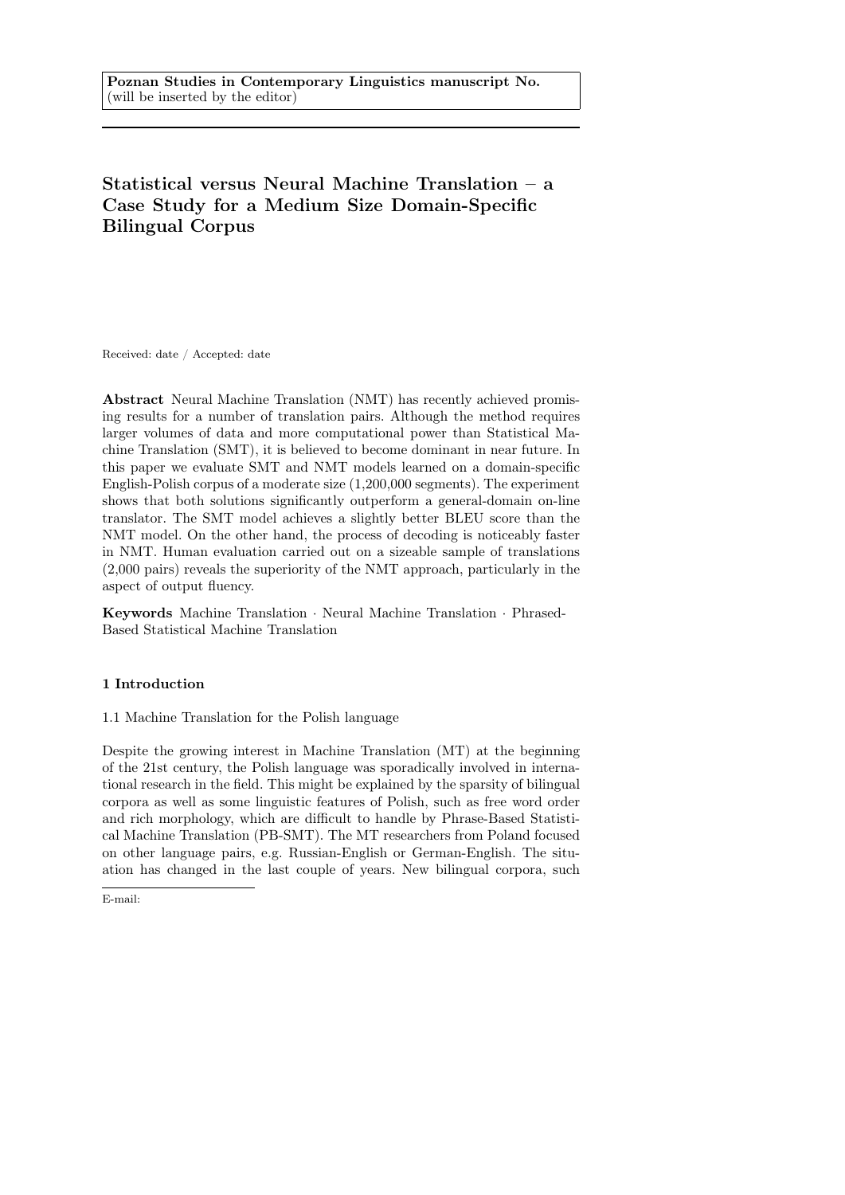**Poznan Studies in Contemporary Linguistics manuscript No.**
(will be inserted by the editor)

# Statistical versus Neural Machine Translation – a Case Study for a Medium Size Domain-Specific Bilingual Corpus

Received: date / Accepted: date

**Abstract** Neural Machine Translation (NMT) has recently achieved promising results for a number of translation pairs. Although the method requires larger volumes of data and more computational power than Statistical Machine Translation (SMT), it is believed to become dominant in near future. In this paper we evaluate SMT and NMT models learned on a domain-specific English-Polish corpus of a moderate size (1,200,000 segments). The experiment shows that both solutions significantly outperform a general-domain on-line translator. The SMT model achieves a slightly better BLEU score than the NMT model. On the other hand, the process of decoding is noticeably faster in NMT. Human evaluation carried out on a sizeable sample of translations (2,000 pairs) reveals the superiority of the NMT approach, particularly in the aspect of output fluency.

**Keywords** Machine Translation · Neural Machine Translation · Phrased-Based Statistical Machine Translation

## 1 Introduction

### 1.1 Machine Translation for the Polish language

Despite the growing interest in Machine Translation (MT) at the beginning of the 21st century, the Polish language was sporadically involved in international research in the field. This might be explained by the sparsity of bilingual corpora as well as some linguistic features of Polish, such as free word order and rich morphology, which are difficult to handle by Phrase-Based Statistical Machine Translation (PB-SMT). The MT researchers from Poland focused on other language pairs, e.g. Russian-English or German-English. The situation has changed in the last couple of years. New bilingual corpora, such

E-mail: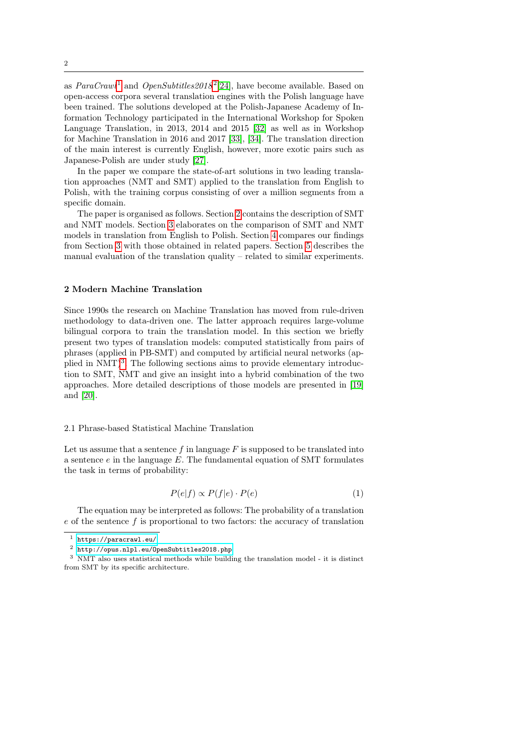as *ParaCrawl*[1] and *OpenSubtitles2018*[2] [24], have become available. Based on open-access corpora several translation engines with the Polish language have been trained. The solutions developed at the Polish-Japanese Academy of Information Technology participated in the International Workshop for Spoken Language Translation, in 2013, 2014 and 2015 [32] as well as in Workshop for Machine Translation in 2016 and 2017 [33], [34]. The translation direction of the main interest is currently English, however, more exotic pairs such as Japanese-Polish are under study [27].

In the paper we compare the state-of-art solutions in two leading translation approaches (NMT and SMT) applied to the translation from English to Polish, with the training corpus consisting of over a million segments from a specific domain.

The paper is organised as follows. Section 2 contains the description of SMT and NMT models. Section 3 elaborates on the comparison of SMT and NMT models in translation from English to Polish. Section 4 compares our findings from Section 3 with those obtained in related papers. Section 5 describes the manual evaluation of the translation quality – related to similar experiments.

## 2 Modern Machine Translation

Since 1990s the research on Machine Translation has moved from rule-driven methodology to data-driven one. The latter approach requires large-volume bilingual corpora to train the translation model. In this section we briefly present two types of translation models: computed statistically from pairs of phrases (applied in PB-SMT) and computed by artificial neural networks (applied in NMT)[3]. The following sections aims to provide elementary introduction to SMT, NMT and give an insight into a hybrid combination of the two approaches. More detailed descriptions of those models are presented in [19] and [20].

### 2.1 Phrase-based Statistical Machine Translation

Let us assume that a sentence $f$ in language $F$ is supposed to be translated into a sentence $e$ in the language $E$. The fundamental equation of SMT formulates the task in terms of probability:

$$P(e|f) \propto P(f|e) \cdot P(e) \tag{1}$$

The equation may be interpreted as follows: The probability of a translation $e$ of the sentence $f$ is proportional to two factors: the accuracy of translation

[1] https://paracrawl.eu/

[2] http://opus.nlpl.eu/OpenSubtitles2018.php

[3] NMT also uses statistical methods while building the translation model - it is distinct from SMT by its specific architecture.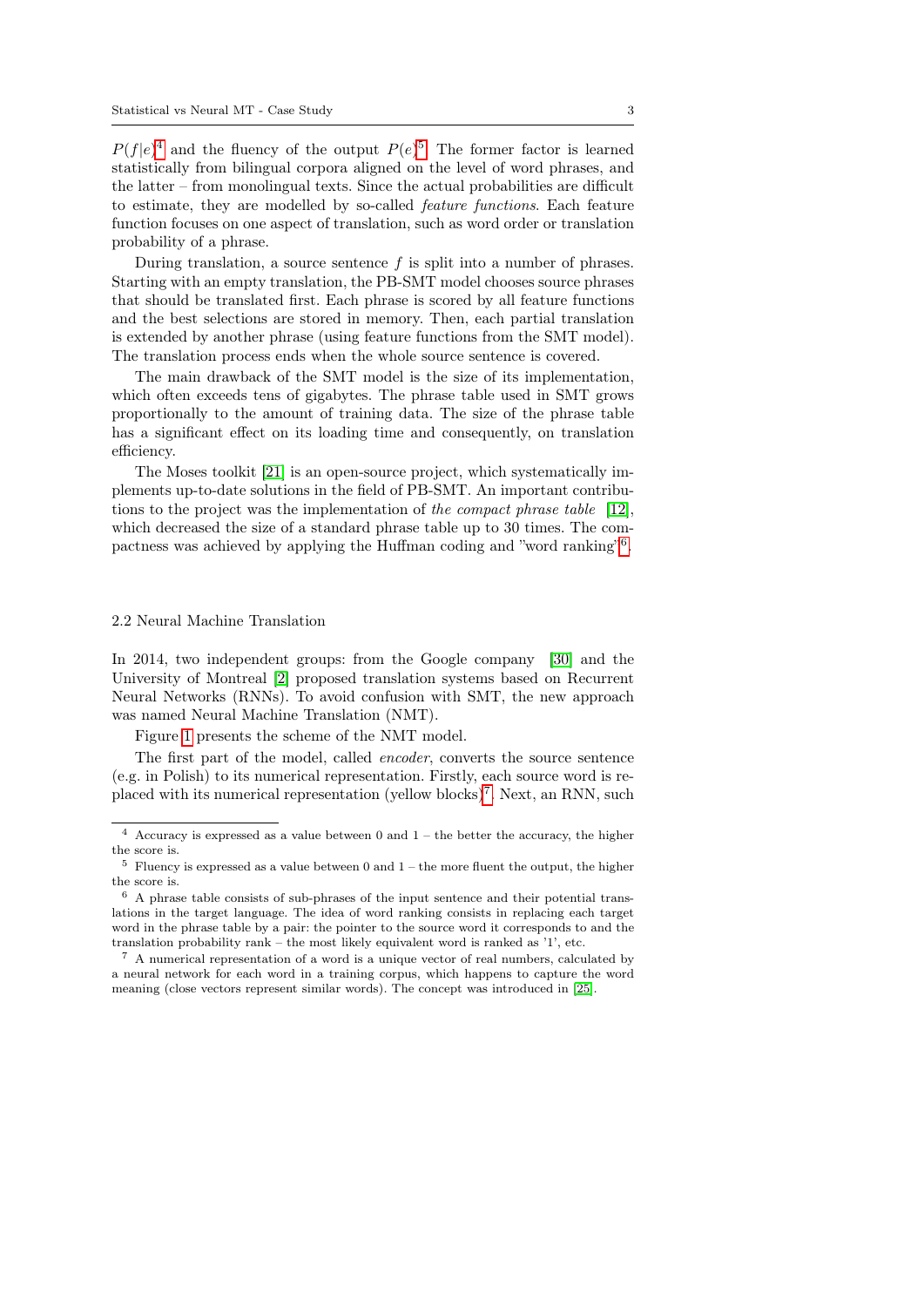$P(f|e)$[4] and the fluency of the output $P(e)$[5]. The former factor is learned statistically from bilingual corpora aligned on the level of word phrases, and the latter – from monolingual texts. Since the actual probabilities are difficult to estimate, they are modelled by so-called *feature functions*. Each feature function focuses on one aspect of translation, such as word order or translation probability of a phrase.

During translation, a source sentence $f$ is split into a number of phrases. Starting with an empty translation, the PB-SMT model chooses source phrases that should be translated first. Each phrase is scored by all feature functions and the best selections are stored in memory. Then, each partial translation is extended by another phrase (using feature functions from the SMT model). The translation process ends when the whole source sentence is covered.

The main drawback of the SMT model is the size of its implementation, which often exceeds tens of gigabytes. The phrase table used in SMT grows proportionally to the amount of training data. The size of the phrase table has a significant effect on its loading time and consequently, on translation efficiency.

The Moses toolkit [21] is an open-source project, which systematically implements up-to-date solutions in the field of PB-SMT. An important contributions to the project was the implementation of *the compact phrase table* [12], which decreased the size of a standard phrase table up to 30 times. The compactness was achieved by applying the Huffman coding and "word ranking"[6].

### 2.2 Neural Machine Translation

In 2014, two independent groups: from the Google company [30] and the University of Montreal [2] proposed translation systems based on Recurrent Neural Networks (RNNs). To avoid confusion with SMT, the new approach was named Neural Machine Translation (NMT).

Figure 1 presents the scheme of the NMT model.

The first part of the model, called *encoder*, converts the source sentence (e.g. in Polish) to its numerical representation. Firstly, each source word is replaced with its numerical representation (yellow blocks)[7]. Next, an RNN, such

---

[4] Accuracy is expressed as a value between 0 and 1 – the better the accuracy, the higher the score is.

[5] Fluency is expressed as a value between 0 and 1 – the more fluent the output, the higher the score is.

[6] A phrase table consists of sub-phrases of the input sentence and their potential translations in the target language. The idea of word ranking consists in replacing each target word in the phrase table by a pair: the pointer to the source word it corresponds to and the translation probability rank – the most likely equivalent word is ranked as '1', etc.

[7] A numerical representation of a word is a unique vector of real numbers, calculated by a neural network for each word in a training corpus, which happens to capture the word meaning (close vectors represent similar words). The concept was introduced in [25].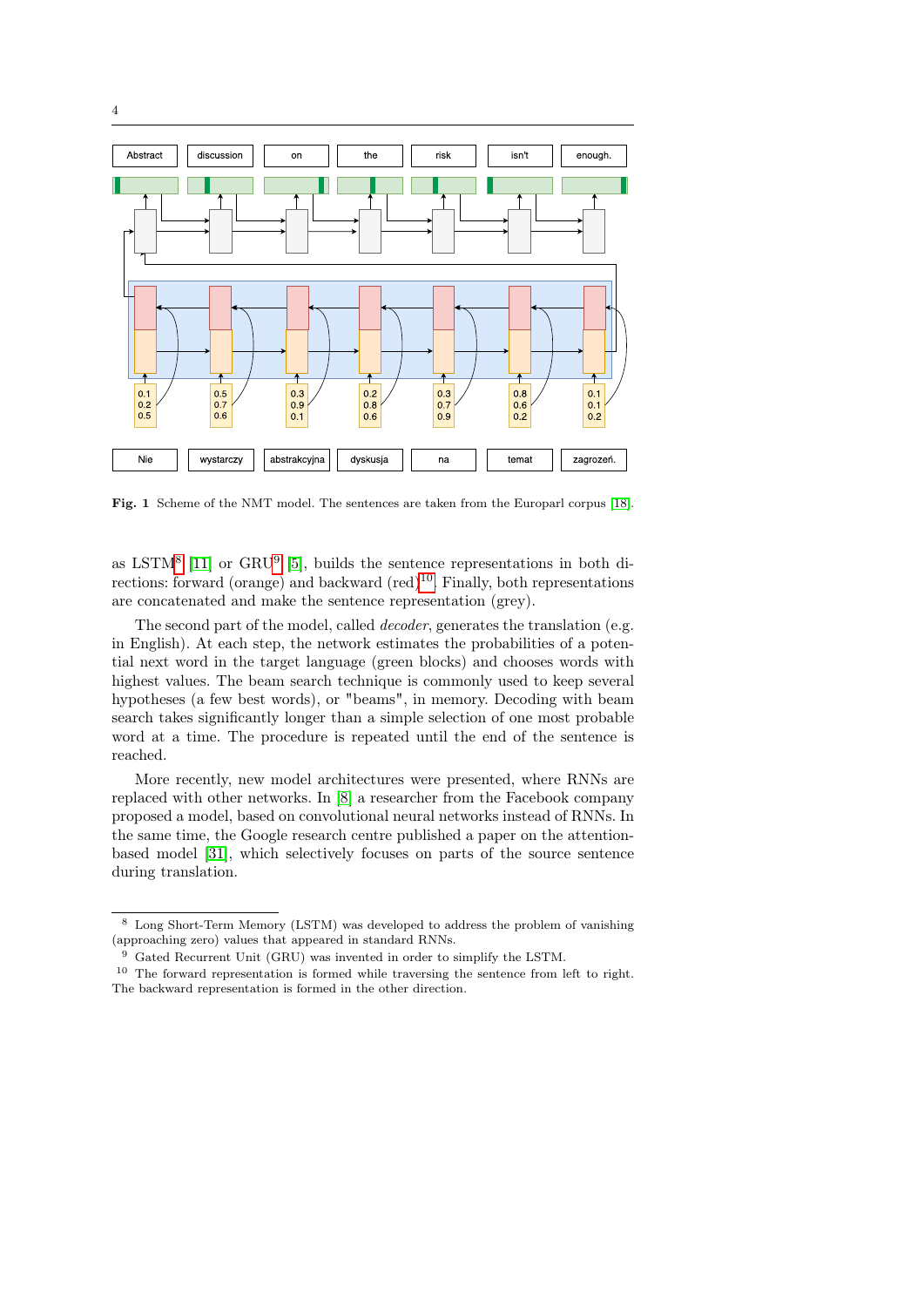Fig. 1 Scheme of the NMT model. The sentences are taken from the Europarl corpus [18].

as LSTM[8] [11] or GRU[9] [5], builds the sentence representations in both directions: forward (orange) and backward (red)[10]. Finally, both representations are concatenated and make the sentence representation (grey).

The second part of the model, called *decoder*, generates the translation (e.g. in English). At each step, the network estimates the probabilities of a potential next word in the target language (green blocks) and chooses words with highest values. The beam search technique is commonly used to keep several hypotheses (a few best words), or "beams", in memory. Decoding with beam search takes significantly longer than a simple selection of one most probable word at a time. The procedure is repeated until the end of the sentence is reached.

More recently, new model architectures were presented, where RNNs are replaced with other networks. In [8] a researcher from the Facebook company proposed a model, based on convolutional neural networks instead of RNNs. In the same time, the Google research centre published a paper on the attention-based model [31], which selectively focuses on parts of the source sentence during translation.

---

[8] Long Short-Term Memory (LSTM) was developed to address the problem of vanishing (approaching zero) values that appeared in standard RNNs.

[9] Gated Recurrent Unit (GRU) was invented in order to simplify the LSTM.

[10] The forward representation is formed while traversing the sentence from left to right. The backward representation is formed in the other direction.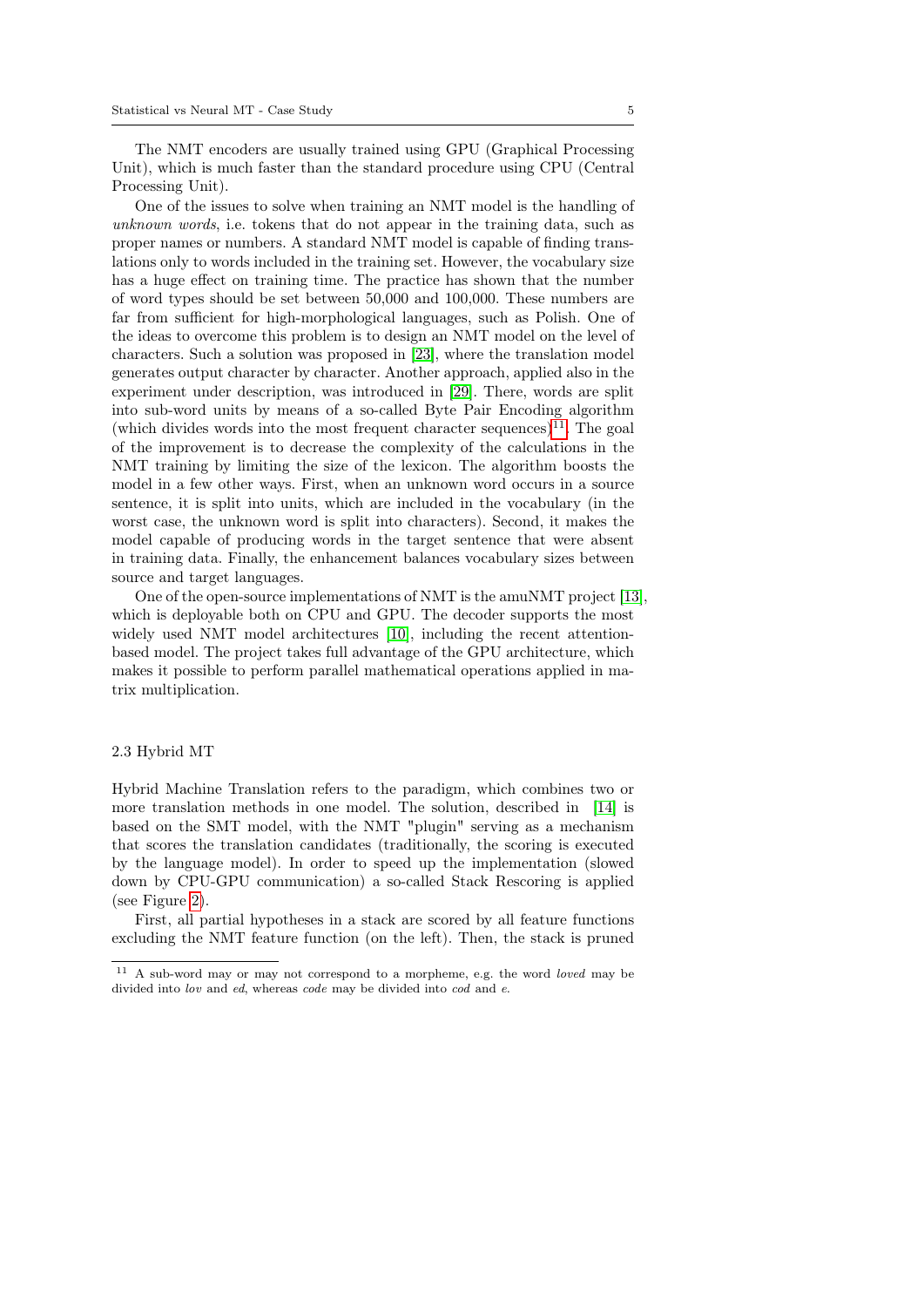The NMT encoders are usually trained using GPU (Graphical Processing Unit), which is much faster than the standard procedure using CPU (Central Processing Unit).

One of the issues to solve when training an NMT model is the handling of *unknown words*, i.e. tokens that do not appear in the training data, such as proper names or numbers. A standard NMT model is capable of finding translations only to words included in the training set. However, the vocabulary size has a huge effect on training time. The practice has shown that the number of word types should be set between 50,000 and 100,000. These numbers are far from sufficient for high-morphological languages, such as Polish. One of the ideas to overcome this problem is to design an NMT model on the level of characters. Such a solution was proposed in [23], where the translation model generates output character by character. Another approach, applied also in the experiment under description, was introduced in [29]. There, words are split into sub-word units by means of a so-called Byte Pair Encoding algorithm (which divides words into the most frequent character sequences)[11]. The goal of the improvement is to decrease the complexity of the calculations in the NMT training by limiting the size of the lexicon. The algorithm boosts the model in a few other ways. First, when an unknown word occurs in a source sentence, it is split into units, which are included in the vocabulary (in the worst case, the unknown word is split into characters). Second, it makes the model capable of producing words in the target sentence that were absent in training data. Finally, the enhancement balances vocabulary sizes between source and target languages.

One of the open-source implementations of NMT is the amuNMT project [13], which is deployable both on CPU and GPU. The decoder supports the most widely used NMT model architectures [10], including the recent attention-based model. The project takes full advantage of the GPU architecture, which makes it possible to perform parallel mathematical operations applied in matrix multiplication.

### 2.3 Hybrid MT

Hybrid Machine Translation refers to the paradigm, which combines two or more translation methods in one model. The solution, described in [14] is based on the SMT model, with the NMT "plugin" serving as a mechanism that scores the translation candidates (traditionally, the scoring is executed by the language model). In order to speed up the implementation (slowed down by CPU-GPU communication) a so-called Stack Rescoring is applied (see Figure 2).

First, all partial hypotheses in a stack are scored by all feature functions excluding the NMT feature function (on the left). Then, the stack is pruned

---

[11] A sub-word may or may not correspond to a morpheme, e.g. the word *loved* may be divided into *lov* and *ed*, whereas *code* may be divided into *cod* and *e*.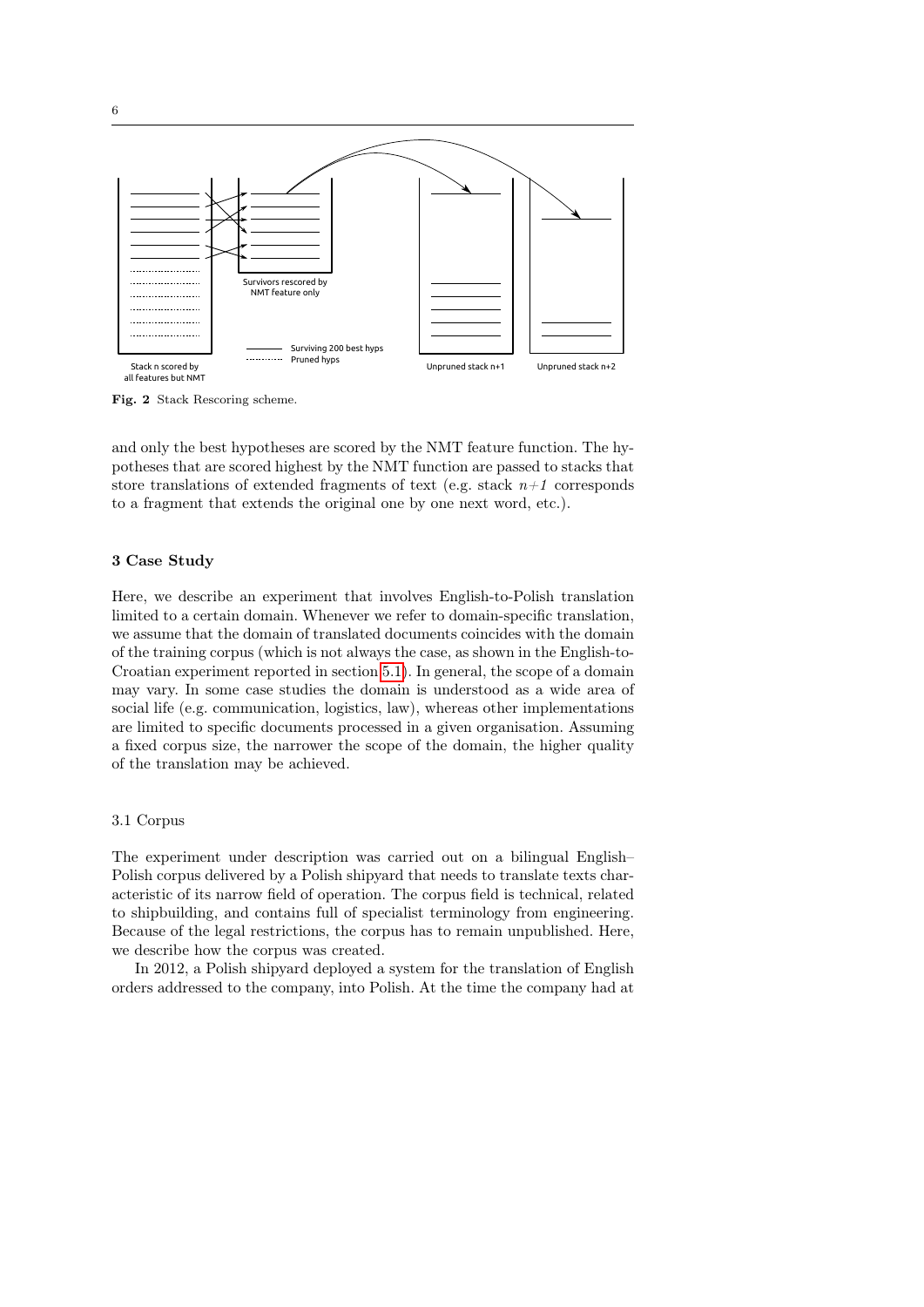Fig. 2 Stack Rescoring scheme.

and only the best hypotheses are scored by the NMT feature function. The hypotheses that are scored highest by the NMT function are passed to stacks that store translations of extended fragments of text (e.g. stack *n+1* corresponds to a fragment that extends the original one by one next word, etc.).

## 3 Case Study

Here, we describe an experiment that involves English-to-Polish translation limited to a certain domain. Whenever we refer to domain-specific translation, we assume that the domain of translated documents coincides with the domain of the training corpus (which is not always the case, as shown in the English-to-Croatian experiment reported in section 5.1). In general, the scope of a domain may vary. In some case studies the domain is understood as a wide area of social life (e.g. communication, logistics, law), whereas other implementations are limited to specific documents processed in a given organisation. Assuming a fixed corpus size, the narrower the scope of the domain, the higher quality of the translation may be achieved.

### 3.1 Corpus

The experiment under description was carried out on a bilingual English–Polish corpus delivered by a Polish shipyard that needs to translate texts characteristic of its narrow field of operation. The corpus field is technical, related to shipbuilding, and contains full of specialist terminology from engineering. Because of the legal restrictions, the corpus has to remain unpublished. Here, we describe how the corpus was created.

In 2012, a Polish shipyard deployed a system for the translation of English orders addressed to the company, into Polish. At the time the company had at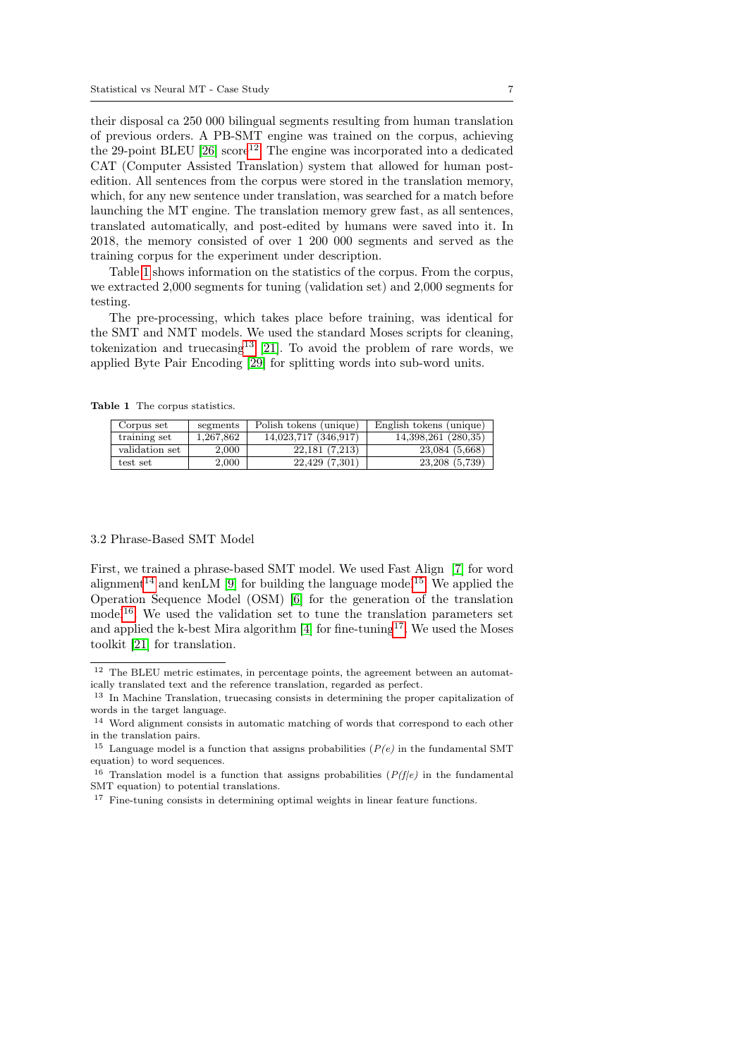their disposal ca 250 000 bilingual segments resulting from human translation of previous orders. A PB-SMT engine was trained on the corpus, achieving the 29-point BLEU [26] score[12]. The engine was incorporated into a dedicated CAT (Computer Assisted Translation) system that allowed for human post-edition. All sentences from the corpus were stored in the translation memory, which, for any new sentence under translation, was searched for a match before launching the MT engine. The translation memory grew fast, as all sentences, translated automatically, and post-edited by humans were saved into it. In 2018, the memory consisted of over 1 200 000 segments and served as the training corpus for the experiment under description.

Table 1 shows information on the statistics of the corpus. From the corpus, we extracted 2,000 segments for tuning (validation set) and 2,000 segments for testing.

The pre-processing, which takes place before training, was identical for the SMT and NMT models. We used the standard Moses scripts for cleaning, tokenization and truecasing[13] [21]. To avoid the problem of rare words, we applied Byte Pair Encoding [29] for splitting words into sub-word units.

**Table 1** The corpus statistics.

| Corpus set | segments | Polish tokens (unique) | English tokens (unique) |
|---|---|---|---|
| training set | 1,267,862 | 14,023,717 (346,917) | 14,398,261 (280,35) |
| validation set | 2,000 | 22,181 (7,213) | 23,084 (5,668) |
| test set | 2,000 | 22,429 (7,301) | 23,208 (5,739) |

### 3.2 Phrase-Based SMT Model

First, we trained a phrase-based SMT model. We used Fast Align [7] for word alignment[14] and kenLM [9] for building the language model[15]. We applied the Operation Sequence Model (OSM) [6] for the generation of the translation model[16]. We used the validation set to tune the translation parameters set and applied the k-best Mira algorithm [4] for fine-tuning[17]. We used the Moses toolkit [21] for translation.

---

[12] The BLEU metric estimates, in percentage points, the agreement between an automatically translated text and the reference translation, regarded as perfect.

[13] In Machine Translation, truecasing consists in determining the proper capitalization of words in the target language.

[14] Word alignment consists in automatic matching of words that correspond to each other in the translation pairs.

[15] Language model is a function that assigns probabilities (*P(e)* in the fundamental SMT equation) to word sequences.

[16] Translation model is a function that assigns probabilities (*P(f|e)* in the fundamental SMT equation) to potential translations.

[17] Fine-tuning consists in determining optimal weights in linear feature functions.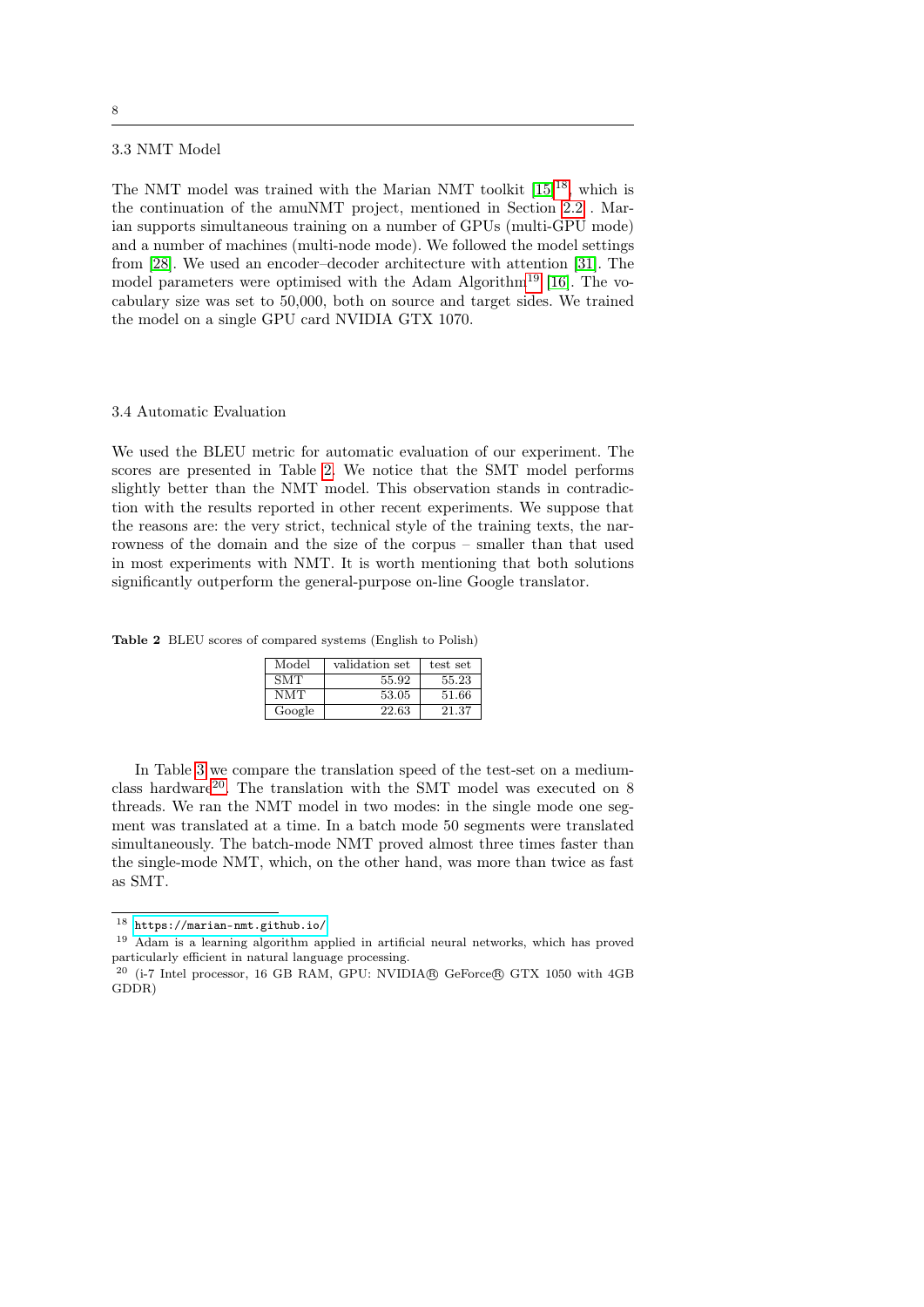### 3.3 NMT Model

The NMT model was trained with the Marian NMT toolkit [15][18], which is the continuation of the amuNMT project, mentioned in Section 2.2 . Marian supports simultaneous training on a number of GPUs (multi-GPU mode) and a number of machines (multi-node mode). We followed the model settings from [28]. We used an encoder–decoder architecture with attention [31]. The model parameters were optimised with the Adam Algorithm[19] [16]. The vocabulary size was set to 50,000, both on source and target sides. We trained the model on a single GPU card NVIDIA GTX 1070.

### 3.4 Automatic Evaluation

We used the BLEU metric for automatic evaluation of our experiment. The scores are presented in Table 2. We notice that the SMT model performs slightly better than the NMT model. This observation stands in contradiction with the results reported in other recent experiments. We suppose that the reasons are: the very strict, technical style of the training texts, the narrowness of the domain and the size of the corpus – smaller than that used in most experiments with NMT. It is worth mentioning that both solutions significantly outperform the general-purpose on-line Google translator.

**Table 2** BLEU scores of compared systems (English to Polish)

| Model | validation set | test set |
|---|---|---|
| SMT | 55.92 | 55.23 |
| NMT | 53.05 | 51.66 |
| Google | 22.63 | 21.37 |

In Table 3 we compare the translation speed of the test-set on a medium-class hardware[20]. The translation with the SMT model was executed on 8 threads. We ran the NMT model in two modes: in the single mode one segment was translated at a time. In a batch mode 50 segments were translated simultaneously. The batch-mode NMT proved almost three times faster than the single-mode NMT, which, on the other hand, was more than twice as fast as SMT.

---

[18] https://marian-nmt.github.io/

[19] Adam is a learning algorithm applied in artificial neural networks, which has proved particularly efficient in natural language processing.

[20] (i-7 Intel processor, 16 GB RAM, GPU: NVIDIA® GeForce® GTX 1050 with 4GB GDDR)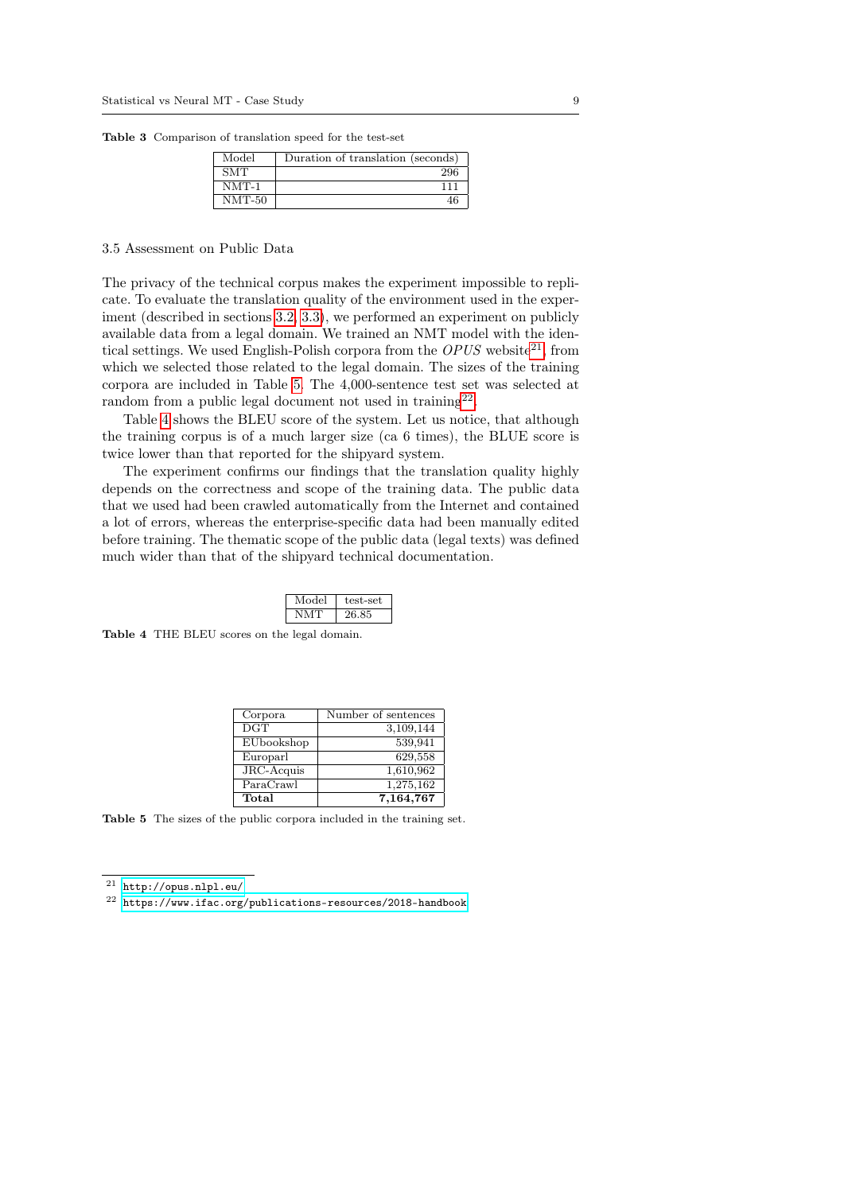**Table 3** Comparison of translation speed for the test-set

| Model | Duration of translation (seconds) |
|---|---|
| SMT | 296 |
| NMT-1 | 111 |
| NMT-50 | 46 |

### 3.5 Assessment on Public Data

The privacy of the technical corpus makes the experiment impossible to replicate. To evaluate the translation quality of the environment used in the experiment (described in sections 3.2–3.3), we performed an experiment on publicly available data from a legal domain. We trained an NMT model with the identical settings. We used English-Polish corpora from the *OPUS* website[21], from which we selected those related to the legal domain. The sizes of the training corpora are included in Table 5. The 4,000-sentence test set was selected at random from a public legal document not used in training[22].

Table 4 shows the BLEU score of the system. Let us notice, that although the training corpus is of a much larger size (ca 6 times), the BLUE score is twice lower than that reported for the shipyard system.

The experiment confirms our findings that the translation quality highly depends on the correctness and scope of the training data. The public data that we used had been crawled automatically from the Internet and contained a lot of errors, whereas the enterprise-specific data had been manually edited before training. The thematic scope of the public data (legal texts) was defined much wider than that of the shipyard technical documentation.

| Model | test-set |
|---|---|
| NMT | 26.85 |

**Table 4** THE BLEU scores on the legal domain.

| Corpora | Number of sentences |
|---|---|
| DGT | 3,109,144 |
| EUbookshop | 539,941 |
| Europarl | 629,558 |
| JRC-Acquis | 1,610,962 |
| ParaCrawl | 1,275,162 |
| **Total** | **7,164,767** |

**Table 5** The sizes of the public corpora included in the training set.

[21] http://opus.nlpl.eu/

[22] https://www.ifac.org/publications-resources/2018-handbook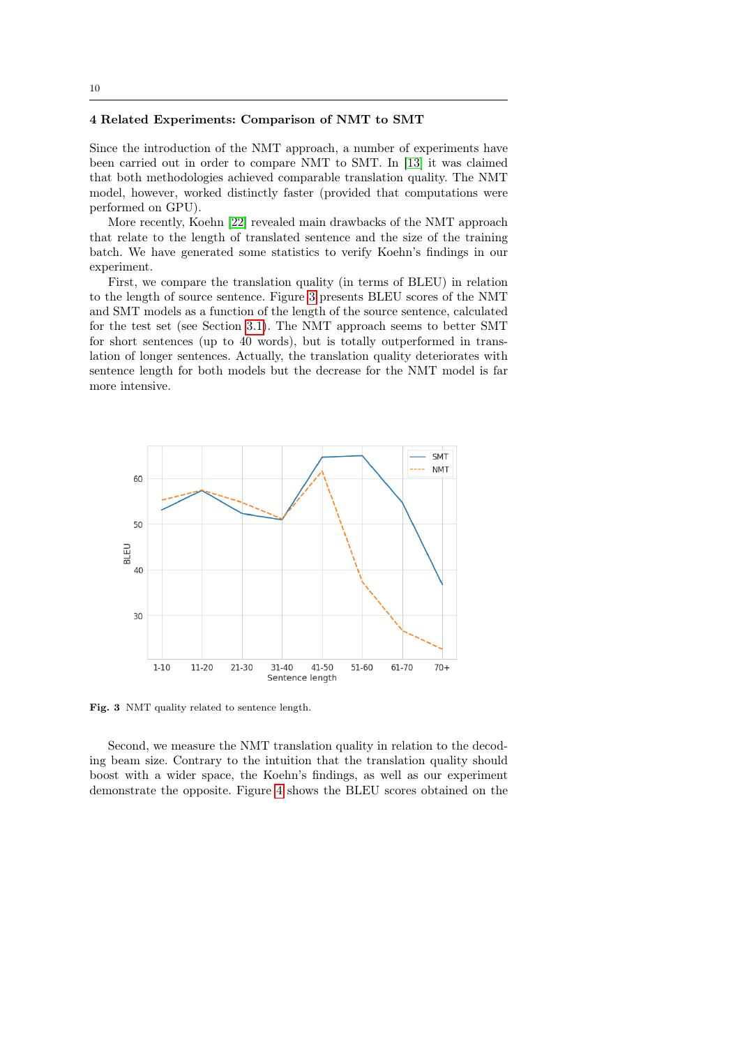## 4 Related Experiments: Comparison of NMT to SMT

Since the introduction of the NMT approach, a number of experiments have been carried out in order to compare NMT to SMT. In [13] it was claimed that both methodologies achieved comparable translation quality. The NMT model, however, worked distinctly faster (provided that computations were performed on GPU).

More recently, Koehn [22] revealed main drawbacks of the NMT approach that relate to the length of translated sentence and the size of the training batch. We have generated some statistics to verify Koehn's findings in our experiment.

First, we compare the translation quality (in terms of BLEU) in relation to the length of source sentence. Figure 3 presents BLEU scores of the NMT and SMT models as a function of the length of the source sentence, calculated for the test set (see Section 3.1). The NMT approach seems to better SMT for short sentences (up to 40 words), but is totally outperformed in translation of longer sentences. Actually, the translation quality deteriorates with sentence length for both models but the decrease for the NMT model is far more intensive.

**Fig. 3** NMT quality related to sentence length.

Second, we measure the NMT translation quality in relation to the decoding beam size. Contrary to the intuition that the translation quality should boost with a wider space, the Koehn's findings, as well as our experiment demonstrate the opposite. Figure 4 shows the BLEU scores obtained on the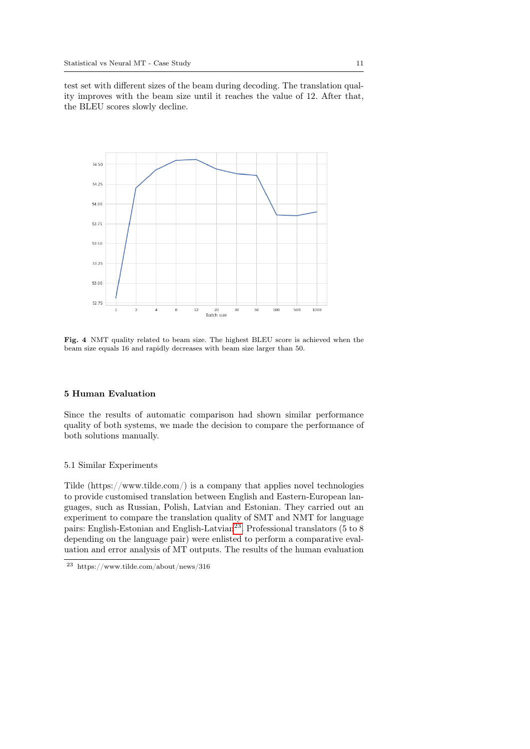test set with different sizes of the beam during decoding. The translation quality improves with the beam size until it reaches the value of 12. After that, the BLEU scores slowly decline.

**Fig. 4** NMT quality related to beam size. The highest BLEU score is achieved when the beam size equals 16 and rapidly decreases with beam size larger than 50.

## 5 Human Evaluation

Since the results of automatic comparison had shown similar performance quality of both systems, we made the decision to compare the performance of both solutions manually.

### 5.1 Similar Experiments

Tilde (https://www.tilde.com/) is a company that applies novel technologies to provide customised translation between English and Eastern-European languages, such as Russian, Polish, Latvian and Estonian. They carried out an experiment to compare the translation quality of SMT and NMT for language pairs: English-Estonian and English-Latvian[23]. Professional translators (5 to 8 depending on the language pair) were enlisted to perform a comparative evaluation and error analysis of MT outputs. The results of the human evaluation

[23] https://www.tilde.com/about/news/316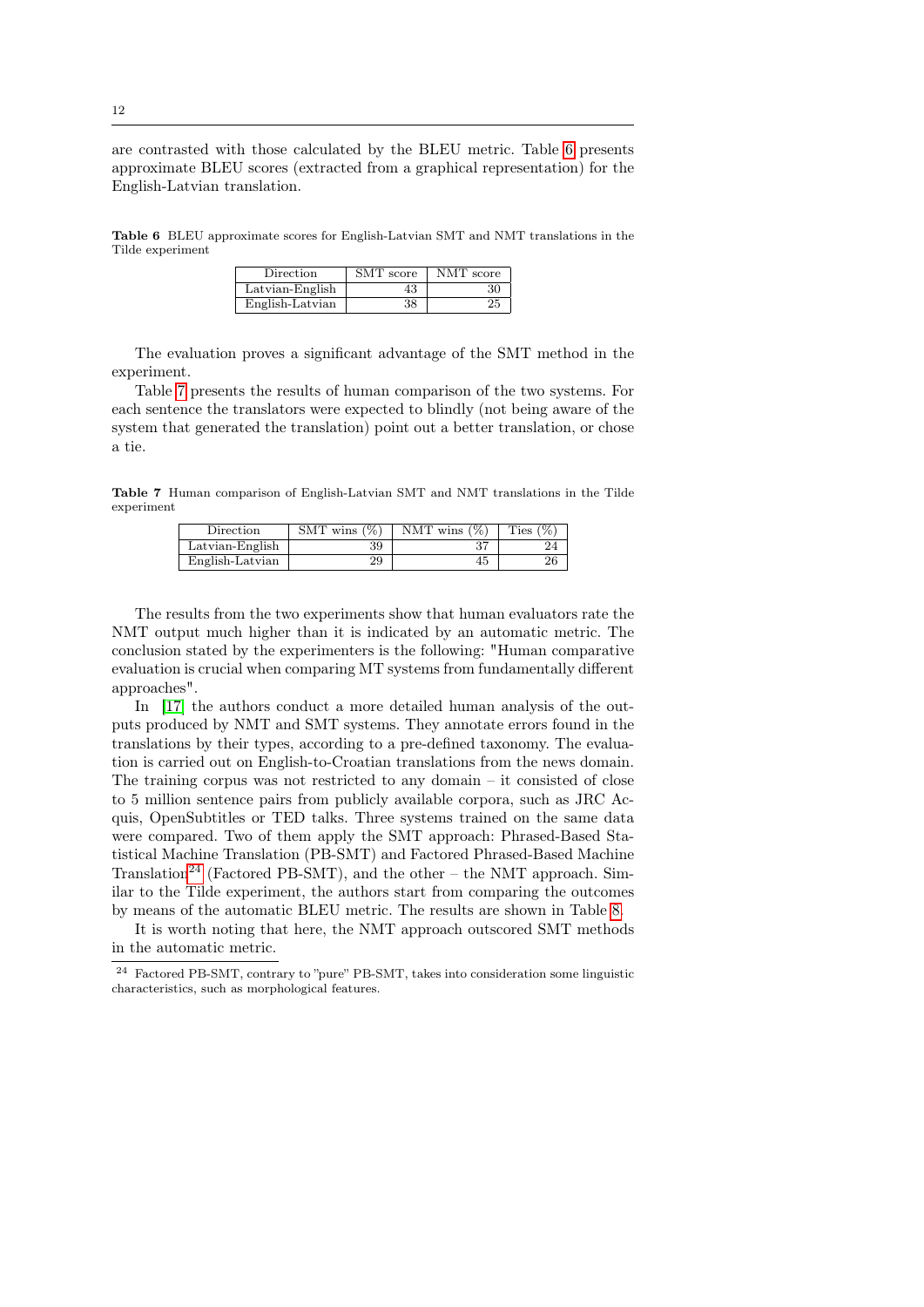are contrasted with those calculated by the BLEU metric. Table 6 presents approximate BLEU scores (extracted from a graphical representation) for the English-Latvian translation.

**Table 6** BLEU approximate scores for English-Latvian SMT and NMT translations in the Tilde experiment

| Direction | SMT score | NMT score |
| --- | --- | --- |
| Latvian-English | 43 | 30 |
| English-Latvian | 38 | 25 |

The evaluation proves a significant advantage of the SMT method in the experiment.

Table 7 presents the results of human comparison of the two systems. For each sentence the translators were expected to blindly (not being aware of the system that generated the translation) point out a better translation, or chose a tie.

**Table 7** Human comparison of English-Latvian SMT and NMT translations in the Tilde experiment

| Direction | SMT wins (%) | NMT wins (%) | Ties (%) |
| --- | --- | --- | --- |
| Latvian-English | 39 | 37 | 24 |
| English-Latvian | 29 | 45 | 26 |

The results from the two experiments show that human evaluators rate the NMT output much higher than it is indicated by an automatic metric. The conclusion stated by the experimenters is the following: "Human comparative evaluation is crucial when comparing MT systems from fundamentally different approaches".

In [17] the authors conduct a more detailed human analysis of the outputs produced by NMT and SMT systems. They annotate errors found in the translations by their types, according to a pre-defined taxonomy. The evaluation is carried out on English-to-Croatian translations from the news domain. The training corpus was not restricted to any domain – it consisted of close to 5 million sentence pairs from publicly available corpora, such as JRC Acquis, OpenSubtitles or TED talks. Three systems trained on the same data were compared. Two of them apply the SMT approach: Phrased-Based Statistical Machine Translation (PB-SMT) and Factored Phrased-Based Machine Translation[24] (Factored PB-SMT), and the other – the NMT approach. Similar to the Tilde experiment, the authors start from comparing the outcomes by means of the automatic BLEU metric. The results are shown in Table 8.

It is worth noting that here, the NMT approach outscored SMT methods in the automatic metric.

[24] Factored PB-SMT, contrary to "pure" PB-SMT, takes into consideration some linguistic characteristics, such as morphological features.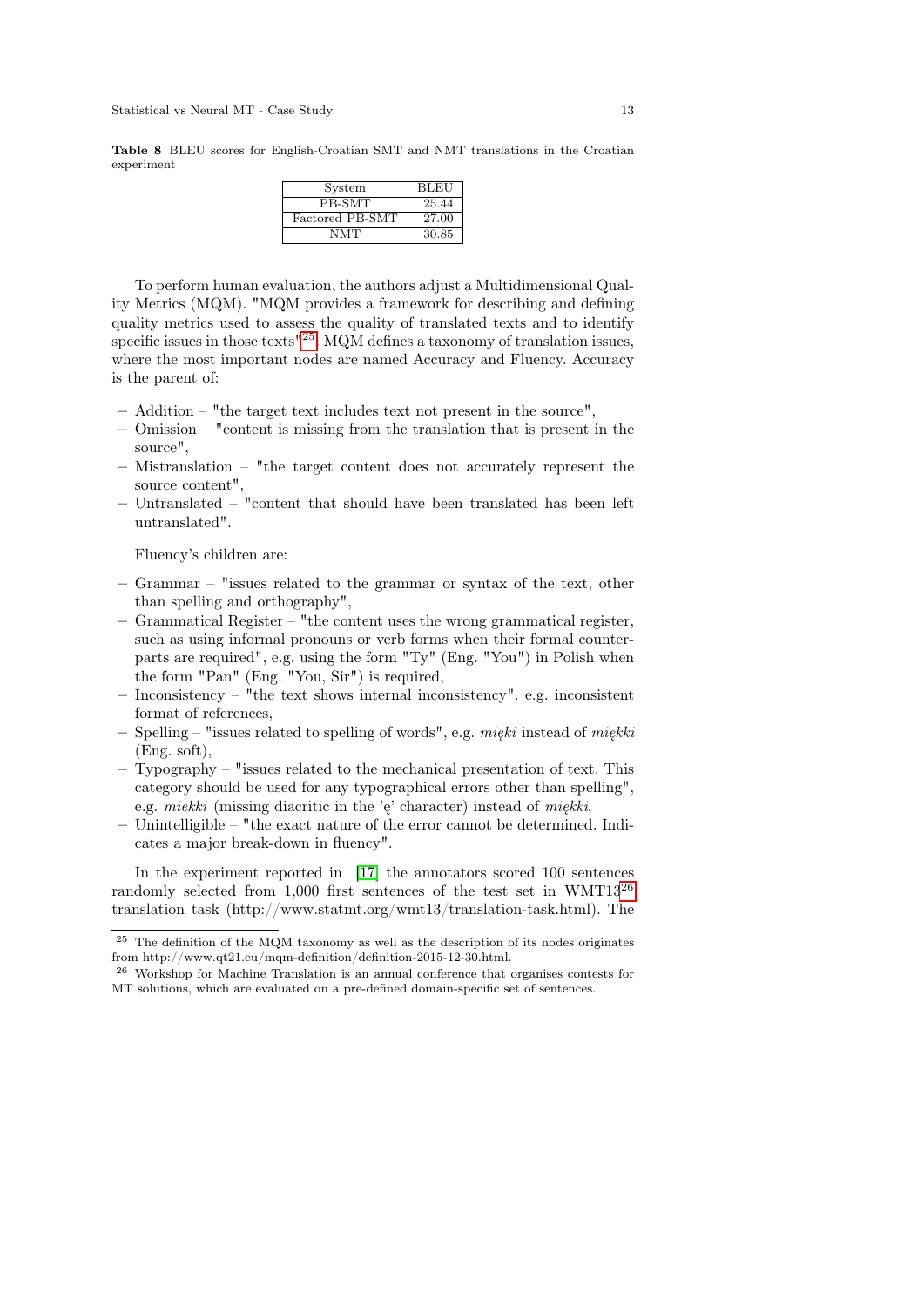**Table 8** BLEU scores for English-Croatian SMT and NMT translations in the Croatian experiment

| System | BLEU |
| --- | --- |
| PB-SMT | 25.44 |
| Factored PB-SMT | 27.00 |
| NMT | 30.85 |

To perform human evaluation, the authors adjust a Multidimensional Quality Metrics (MQM). "MQM provides a framework for describing and defining quality metrics used to assess the quality of translated texts and to identify specific issues in those texts"[25]. MQM defines a taxonomy of translation issues, where the most important nodes are named Accuracy and Fluency. Accuracy is the parent of:

- Addition – "the target text includes text not present in the source",
- Omission – "content is missing from the translation that is present in the source",
- Mistranslation – "the target content does not accurately represent the source content",
- Untranslated – "content that should have been translated has been left untranslated".

Fluency's children are:

- Grammar – "issues related to the grammar or syntax of the text, other than spelling and orthography",
- Grammatical Register – "the content uses the wrong grammatical register, such as using informal pronouns or verb forms when their formal counterparts are required", e.g. using the form "Ty" (Eng. "You") in Polish when the form "Pan" (Eng. "You, Sir") is required,
- Inconsistency – "the text shows internal inconsistency". e.g. inconsistent format of references,
- Spelling – "issues related to spelling of words", e.g. *mięki* instead of *miękki* (Eng. soft),
- Typography – "issues related to the mechanical presentation of text. This category should be used for any typographical errors other than spelling", e.g. *miekki* (missing diacritic in the 'ę' character) instead of *miękki*,
- Unintelligible – "the exact nature of the error cannot be determined. Indicates a major break-down in fluency".

In the experiment reported in [17] the annotators scored 100 sentences randomly selected from 1,000 first sentences of the test set in WMT13[26] translation task (http://www.statmt.org/wmt13/translation-task.html). The

[25] The definition of the MQM taxonomy as well as the description of its nodes originates from http://www.qt21.eu/mqm-definition/definition-2015-12-30.html.

[26] Workshop for Machine Translation is an annual conference that organises contests for MT solutions, which are evaluated on a pre-defined domain-specific set of sentences.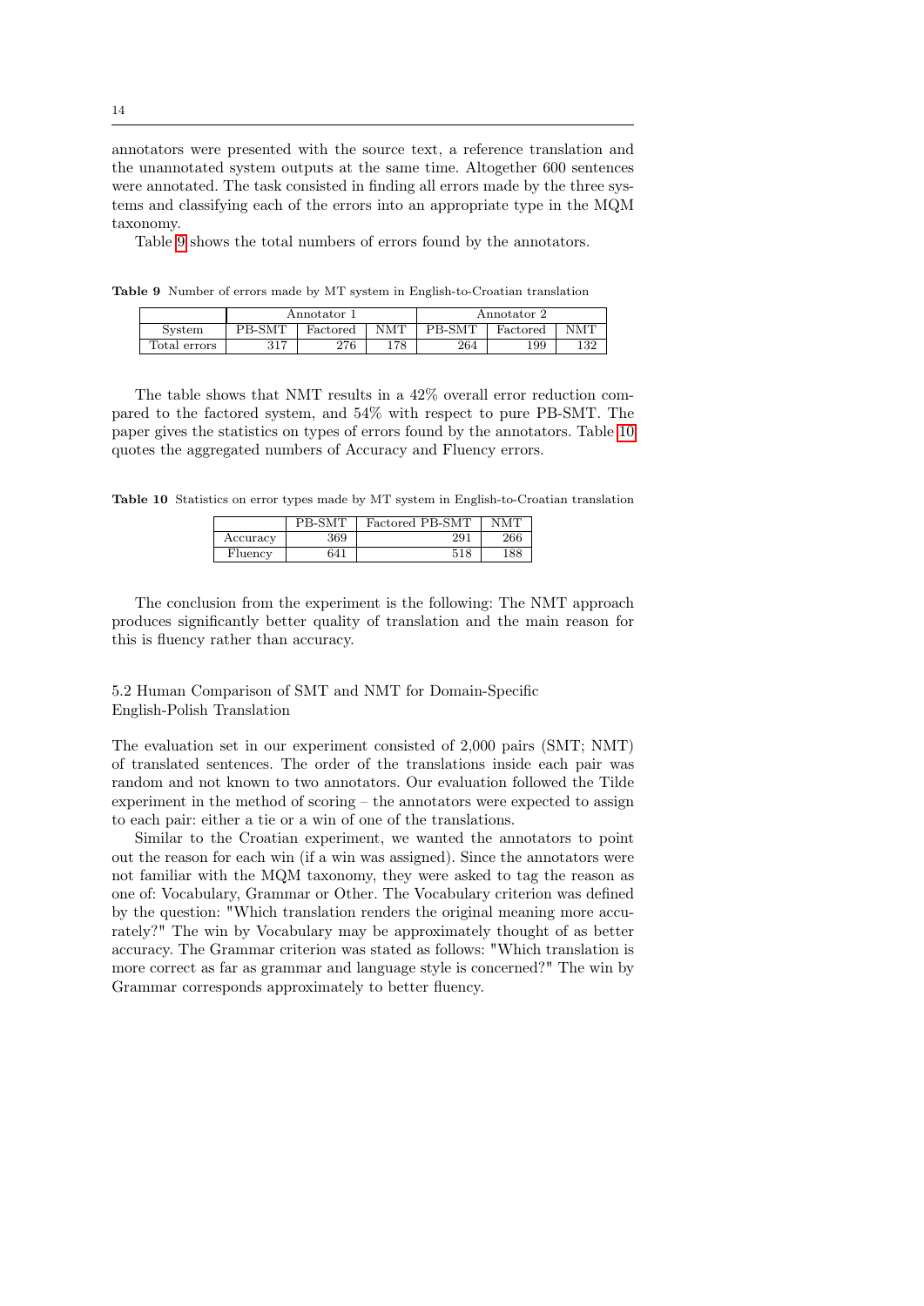annotators were presented with the source text, a reference translation and the unannotated system outputs at the same time. Altogether 600 sentences were annotated. The task consisted in finding all errors made by the three systems and classifying each of the errors into an appropriate type in the MQM taxonomy.

Table 9 shows the total numbers of errors found by the annotators.

**Table 9** Number of errors made by MT system in English-to-Croatian translation

| | Annotator 1 | | | Annotator 2 | | |
|---|---|---|---|---|---|---|
| System | PB-SMT | Factored | NMT | PB-SMT | Factored | NMT |
| Total errors | 317 | 276 | 178 | 264 | 199 | 132 |

The table shows that NMT results in a 42% overall error reduction compared to the factored system, and 54% with respect to pure PB-SMT. The paper gives the statistics on types of errors found by the annotators. Table 10 quotes the aggregated numbers of Accuracy and Fluency errors.

**Table 10** Statistics on error types made by MT system in English-to-Croatian translation

| | PB-SMT | Factored PB-SMT | NMT |
|---|---|---|---|
| Accuracy | 369 | 291 | 266 |
| Fluency | 641 | 518 | 188 |

The conclusion from the experiment is the following: The NMT approach produces significantly better quality of translation and the main reason for this is fluency rather than accuracy.

### 5.2 Human Comparison of SMT and NMT for Domain-Specific English-Polish Translation

The evaluation set in our experiment consisted of 2,000 pairs (SMT; NMT) of translated sentences. The order of the translations inside each pair was random and not known to two annotators. Our evaluation followed the Tilde experiment in the method of scoring – the annotators were expected to assign to each pair: either a tie or a win of one of the translations.

Similar to the Croatian experiment, we wanted the annotators to point out the reason for each win (if a win was assigned). Since the annotators were not familiar with the MQM taxonomy, they were asked to tag the reason as one of: Vocabulary, Grammar or Other. The Vocabulary criterion was defined by the question: "Which translation renders the original meaning more accurately?" The win by Vocabulary may be approximately thought of as better accuracy. The Grammar criterion was stated as follows: "Which translation is more correct as far as grammar and language style is concerned?" The win by Grammar corresponds approximately to better fluency.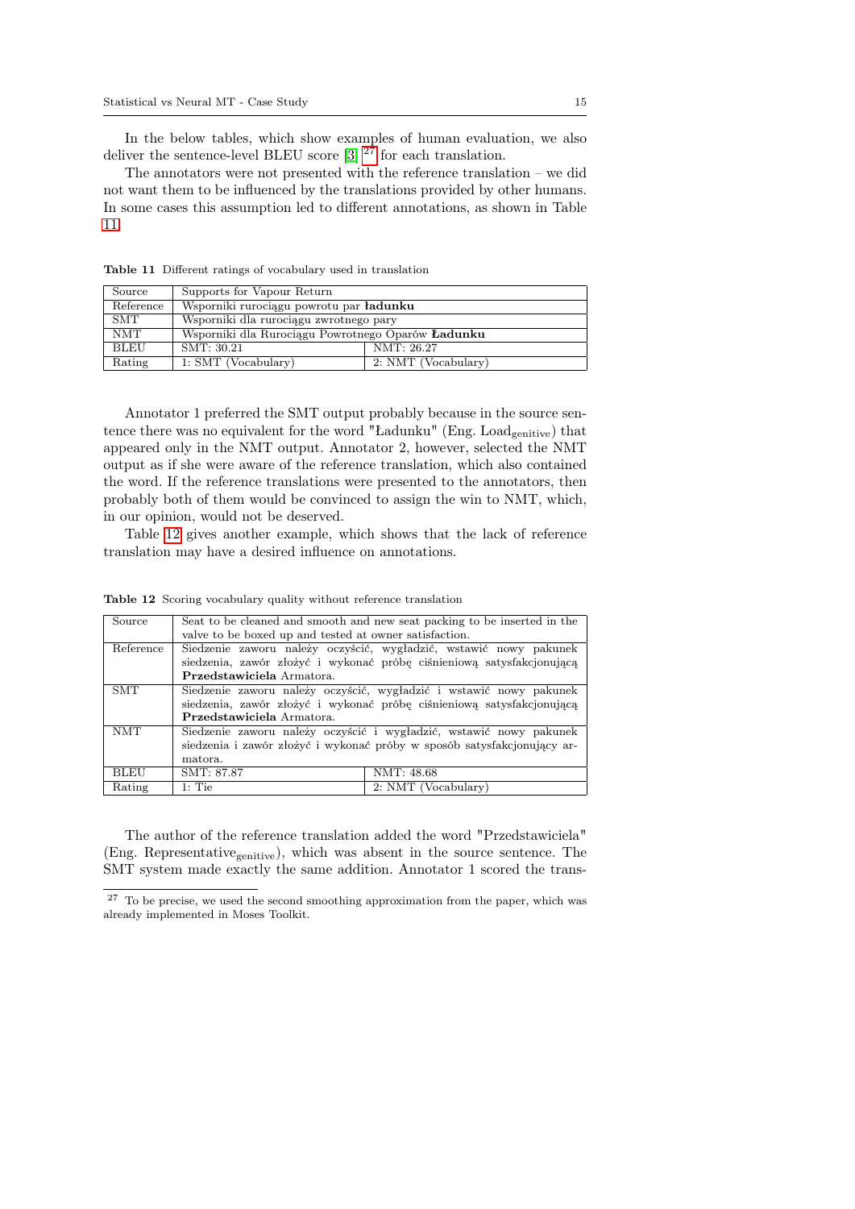In the below tables, which show examples of human evaluation, we also deliver the sentence-level BLEU score [3] [27] for each translation.

The annotators were not presented with the reference translation – we did not want them to be influenced by the translations provided by other humans. In some cases this assumption led to different annotations, as shown in Table 11.

**Table 11** Different ratings of vocabulary used in translation

| Source | Supports for Vapour Return | |
|---|---|---|
| Reference | Wsporniki rurociągu powrotu par **ładunku** | |
| SMT | Wsporniki dla rurociągu zwrotnego pary | |
| NMT | Wsporniki dla Rurociągu Powrotnego Oparów **Ładunku** | |
| BLEU | SMT: 30.21 | NMT: 26.27 |
| Rating | 1: SMT (Vocabulary) | 2: NMT (Vocabulary) |

Annotator 1 preferred the SMT output probably because in the source sentence there was no equivalent for the word "Ładunku" (Eng. $\text{Load}_{\text{genitive}}$) that appeared only in the NMT output. Annotator 2, however, selected the NMT output as if she were aware of the reference translation, which also contained the word. If the reference translations were presented to the annotators, then probably both of them would be convinced to assign the win to NMT, which, in our opinion, would not be deserved.

Table 12 gives another example, which shows that the lack of reference translation may have a desired influence on annotations.

**Table 12** Scoring vocabulary quality without reference translation

| Source | Seat to be cleaned and smooth and new seat packing to be inserted in the valve to be boxed up and tested at owner satisfaction. | |
|---|---|---|
| Reference | Siedzenie zaworu należy oczyścić, wygładzić, wstawić nowy pakunek siedzenia, zawór złożyć i wykonać próbę ciśnieniową satysfakcjonującą **Przedstawiciela** Armatora. | |
| SMT | Siedzenie zaworu należy oczyścić, wygładzić i wstawić nowy pakunek siedzenia, zawór złożyć i wykonać próbę ciśnieniową satysfakcjonującą **Przedstawiciela** Armatora. | |
| NMT | Siedzenie zaworu należy oczyścić i wygładzić, wstawić nowy pakunek siedzenia i zawór złożyć i wykonać próby w sposób satysfakcjonujący armatora. | |
| BLEU | SMT: 87.87 | NMT: 48.68 |
| Rating | 1: Tie | 2: NMT (Vocabulary) |

The author of the reference translation added the word "Przedstawiciela" (Eng. $\text{Representative}_{\text{genitive}}$), which was absent in the source sentence. The SMT system made exactly the same addition. Annotator 1 scored the trans-

[27] To be precise, we used the second smoothing approximation from the paper, which was already implemented in Moses Toolkit.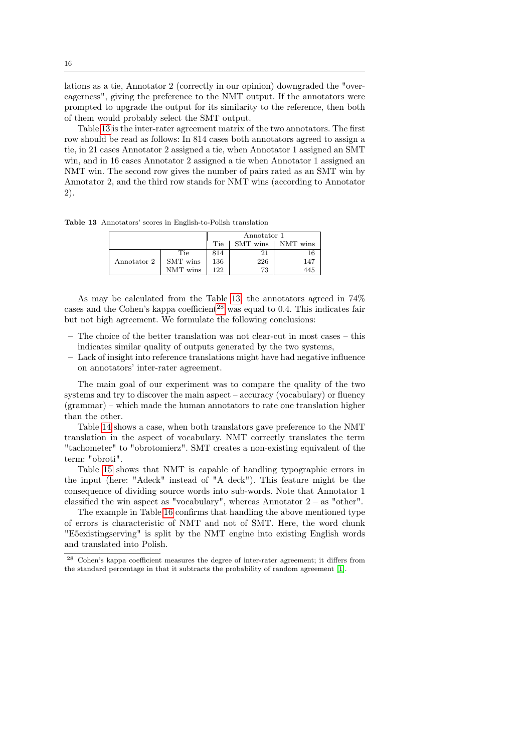lations as a tie, Annotator 2 (correctly in our opinion) downgraded the "over-eagerness", giving the preference to the NMT output. If the annotators were prompted to upgrade the output for its similarity to the reference, then both of them would probably select the SMT output.

Table 13 is the inter-rater agreement matrix of the two annotators. The first row should be read as follows: In 814 cases both annotators agreed to assign a tie, in 21 cases Annotator 2 assigned a tie, when Annotator 1 assigned an SMT win, and in 16 cases Annotator 2 assigned a tie when Annotator 1 assigned an NMT win. The second row gives the number of pairs rated as an SMT win by Annotator 2, and the third row stands for NMT wins (according to Annotator 2).

**Table 13** Annotators' scores in English-to-Polish translation

| | | Annotator 1 | | |
|---|---|---|---|---|
| | | Tie | SMT wins | NMT wins |
| Annotator 2 | Tie | 814 | 21 | 16 |
| | SMT wins | 136 | 226 | 147 |
| | NMT wins | 122 | 73 | 445 |

As may be calculated from the Table 13, the annotators agreed in 74% cases and the Cohen's kappa coefficient[28] was equal to 0.4. This indicates fair but not high agreement. We formulate the following conclusions:

- The choice of the better translation was not clear-cut in most cases – this indicates similar quality of outputs generated by the two systems,
- Lack of insight into reference translations might have had negative influence on annotators' inter-rater agreement.

The main goal of our experiment was to compare the quality of the two systems and try to discover the main aspect – accuracy (vocabulary) or fluency (grammar) – which made the human annotators to rate one translation higher than the other.

Table 14 shows a case, when both translators gave preference to the NMT translation in the aspect of vocabulary. NMT correctly translates the term "tachometer" to "obrotomierz". SMT creates a non-existing equivalent of the term: "obroti".

Table 15 shows that NMT is capable of handling typographic errors in the input (here: "Adeck" instead of "A deck"). This feature might be the consequence of dividing source words into sub-words. Note that Annotator 1 classified the win aspect as "vocabulary", whereas Annotator 2 – as "other".

The example in Table 16 confirms that handling the above mentioned type of errors is characteristic of NMT and not of SMT. Here, the word chunk "E5existingserving" is split by the NMT engine into existing English words and translated into Polish.

[28] Cohen's kappa coefficient measures the degree of inter-rater agreement; it differs from the standard percentage in that it subtracts the probability of random agreement [1].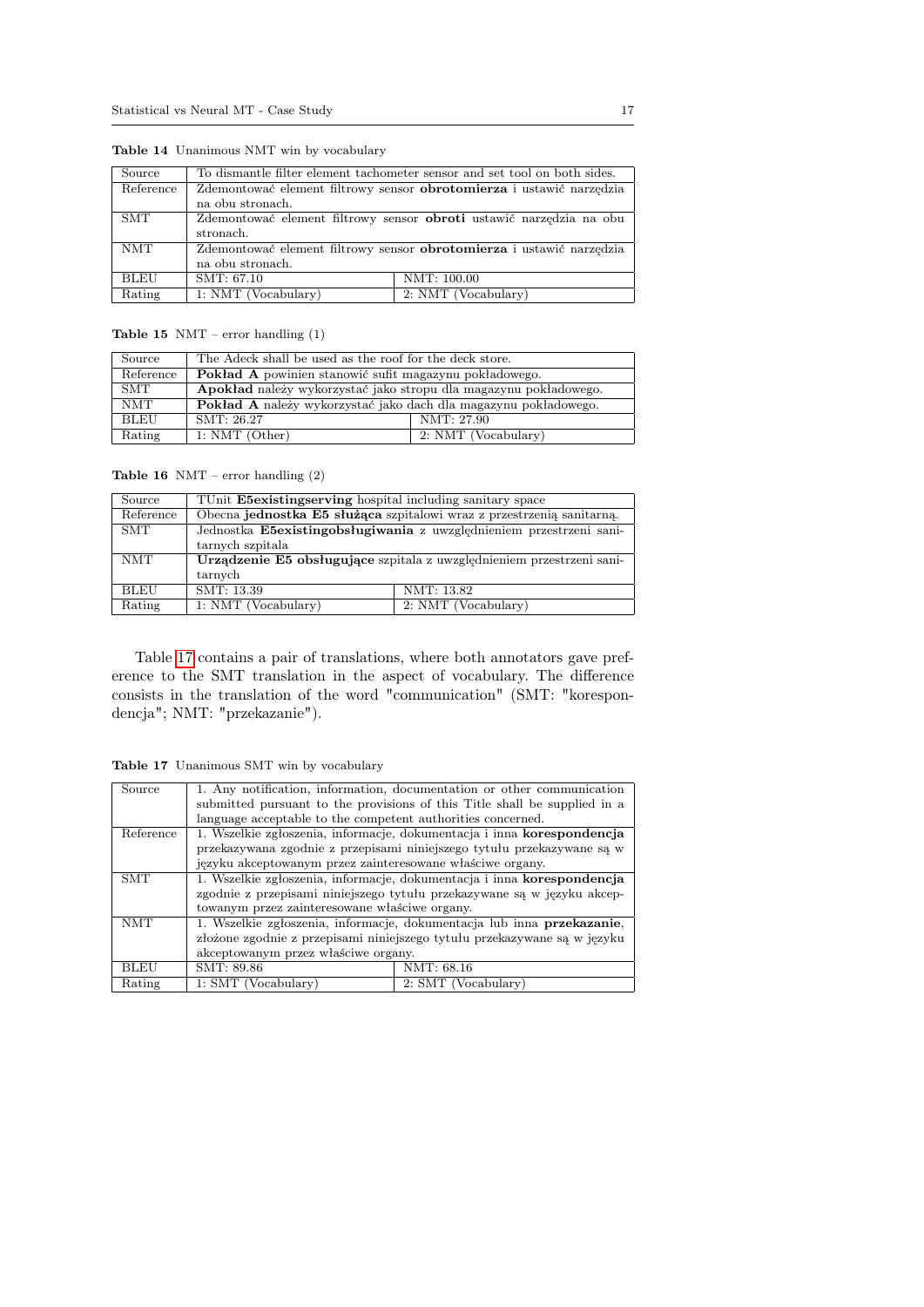**Table 14** Unanimous NMT win by vocabulary

| Source | To dismantle filter element tachometer sensor and set tool on both sides. | |
|---|---|---|
| Reference | Zdemontować element filtrowy sensor **obrotomierza** i ustawić narzędzia na obu stronach. | |
| SMT | Zdemontować element filtrowy sensor **obroti** ustawić narzędzia na obu stronach. | |
| NMT | Zdemontować element filtrowy sensor **obrotomierza** i ustawić narzędzia na obu stronach. | |
| BLEU | SMT: 67.10 | NMT: 100.00 |
| Rating | 1: NMT (Vocabulary) | 2: NMT (Vocabulary) |

**Table 15** NMT – error handling (1)

| Source | The Adeck shall be used as the roof for the deck store. | |
|---|---|---|
| Reference | **Pokład A** powinien stanowić sufit magazynu pokładowego. | |
| SMT | **Apokład** należy wykorzystać jako stropu dla magazynu pokładowego. | |
| NMT | **Pokład A** należy wykorzystać jako dach dla magazynu pokładowego. | |
| BLEU | SMT: 26.27 | NMT: 27.90 |
| Rating | 1: NMT (Other) | 2: NMT (Vocabulary) |

**Table 16** NMT – error handling (2)

| Source | TUnit **E5existingserving** hospital including sanitary space | |
|---|---|---|
| Reference | Obecna **jednostka E5 służąca** szpitalowi wraz z przestrzenią sanitarną. | |
| SMT | Jednostka **E5existingobsługiwania** z uwzględnieniem przestrzeni sanitarnych szpitala | |
| NMT | **Urządzenie E5 obsługujące** szpitala z uwzględnieniem przestrzeni sanitarnych | |
| BLEU | SMT: 13.39 | NMT: 13.82 |
| Rating | 1: NMT (Vocabulary) | 2: NMT (Vocabulary) |

Table 17 contains a pair of translations, where both annotators gave preference to the SMT translation in the aspect of vocabulary. The difference consists in the translation of the word "communication" (SMT: "korespondencja"; NMT: "przekazanie").

**Table 17** Unanimous SMT win by vocabulary

| Source | 1. Any notification, information, documentation or other communication submitted pursuant to the provisions of this Title shall be supplied in a language acceptable to the competent authorities concerned. | |
|---|---|---|
| Reference | 1. Wszelkie zgłoszenia, informacje, dokumentacja i inna **korespondencja** przekazywana zgodnie z przepisami niniejszego tytułu przekazywane są w języku akceptowanym przez zainteresowane właściwe organy. | |
| SMT | 1. Wszelkie zgłoszenia, informacje, dokumentacja i inna **korespondencja** zgodnie z przepisami niniejszego tytułu przekazywane są w języku akceptowanym przez zainteresowane właściwe organy. | |
| NMT | 1. Wszelkie zgłoszenia, informacje, dokumentacja lub inna **przekazanie**, złożone zgodnie z przepisami niniejszego tytułu przekazywane są w języku akceptowanym przez właściwe organy. | |
| BLEU | SMT: 89.86 | NMT: 68.16 |
| Rating | 1: SMT (Vocabulary) | 2: SMT (Vocabulary) |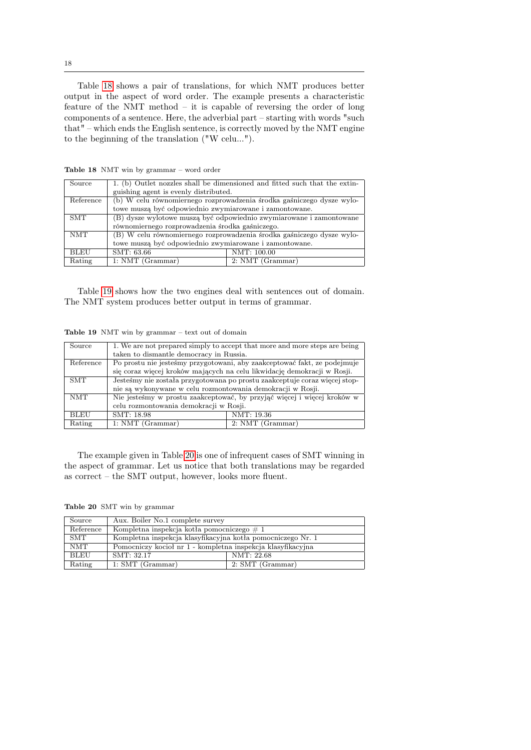Table 18 shows a pair of translations, for which NMT produces better output in the aspect of word order. The example presents a characteristic feature of the NMT method – it is capable of reversing the order of long components of a sentence. Here, the adverbial part – starting with words "such that" – which ends the English sentence, is correctly moved by the NMT engine to the beginning of the translation ("W celu...").

**Table 18** NMT win by grammar – word order

| Source | 1. (b) Outlet nozzles shall be dimensioned and fitted such that the extinguishing agent is evenly distributed. | |
|---|---|---|
| Reference | (b) W celu równomiernego rozprowadzenia środka gaśniczego dysze wylotowe muszą być odpowiednio zwymiarowane i zamontowane. | |
| SMT | (B) dysze wylotowe muszą być odpowiednio zwymiarowane i zamontowane równomiernego rozprowadzenia środka gaśniczego. | |
| NMT | (B) W celu równomiernego rozprowadzenia środka gaśniczego dysze wylotowe muszą być odpowiednio zwymiarowane i zamontowane. | |
| BLEU | SMT: 63.66 | NMT: 100.00 |
| Rating | 1: NMT (Grammar) | 2: NMT (Grammar) |

Table 19 shows how the two engines deal with sentences out of domain. The NMT system produces better output in terms of grammar.

**Table 19** NMT win by grammar – text out of domain

| Source | 1. We are not prepared simply to accept that more and more steps are being taken to dismantle democracy in Russia. | |
|---|---|---|
| Reference | Po prostu nie jesteśmy przygotowani, aby zaakceptować fakt, że podejmuje się coraz więcej kroków mających na celu likwidację demokracji w Rosji. | |
| SMT | Jesteśmy nie została przygotowana po prostu zaakceptuje coraz więcej stopnie są wykonywane w celu rozmontowania demokracji w Rosji. | |
| NMT | Nie jesteśmy w prostu zaakceptować, by przyjąć więcej i więcej kroków w celu rozmontowania demokracji w Rosji. | |
| BLEU | SMT: 18.98 | NMT: 19.36 |
| Rating | 1: NMT (Grammar) | 2: NMT (Grammar) |

The example given in Table 20 is one of infrequent cases of SMT winning in the aspect of grammar. Let us notice that both translations may be regarded as correct – the SMT output, however, looks more fluent.

**Table 20** SMT win by grammar

| Source | Aux. Boiler No.1 complete survey | |
|---|---|---|
| Reference | Kompletna inspekcja kotła pomocniczego # 1 | |
| SMT | Kompletna inspekcja klasyfikacyjna kotła pomocniczego Nr. 1 | |
| NMT | Pomocniczy kocioł nr 1 - kompletna inspekcja klasyfikacyjna | |
| BLEU | SMT: 32.17 | NMT: 22.68 |
| Rating | 1: SMT (Grammar) | 2: SMT (Grammar) |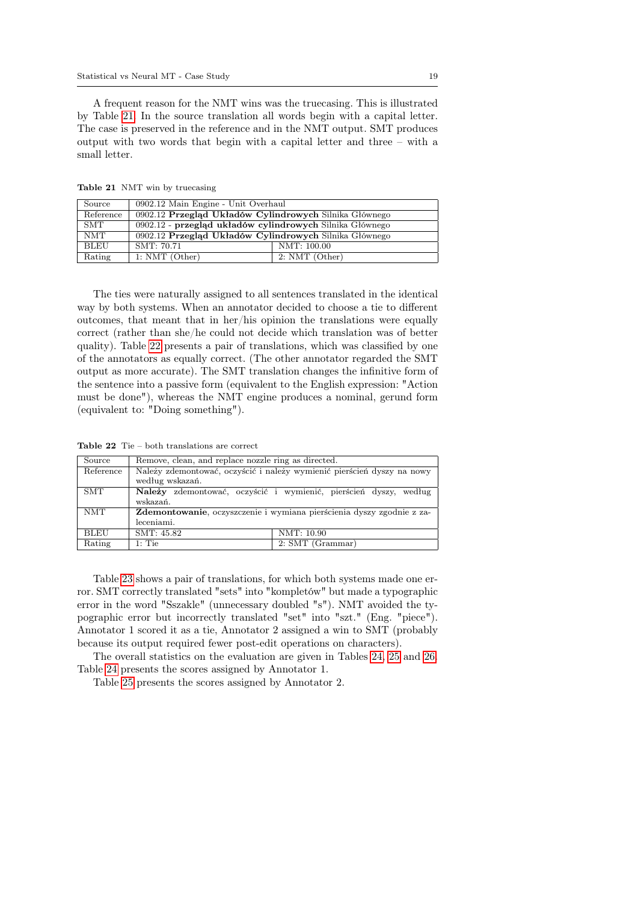A frequent reason for the NMT wins was the truecasing. This is illustrated by Table 21. In the source translation all words begin with a capital letter. The case is preserved in the reference and in the NMT output. SMT produces output with two words that begin with a capital letter and three – with a small letter.

**Table 21** NMT win by truecasing

| Source | 0902.12 Main Engine - Unit Overhaul | |
|---|---|---|
| Reference | 0902.12 **Przegląd Układów Cylindrowych** Silnika Głównego | |
| SMT | 0902.12 - **przegląd układów cylindrowych** Silnika Głównego | |
| NMT | 0902.12 **Przegląd Układów Cylindrowych** Silnika Głównego | |
| BLEU | SMT: 70.71 | NMT: 100.00 |
| Rating | 1: NMT (Other) | 2: NMT (Other) |

The ties were naturally assigned to all sentences translated in the identical way by both systems. When an annotator decided to choose a tie to different outcomes, that meant that in her/his opinion the translations were equally correct (rather than she/he could not decide which translation was of better quality). Table 22 presents a pair of translations, which was classified by one of the annotators as equally correct. (The other annotator regarded the SMT output as more accurate). The SMT translation changes the infinitive form of the sentence into a passive form (equivalent to the English expression: "Action must be done"), whereas the NMT engine produces a nominal, gerund form (equivalent to: "Doing something").

**Table 22** Tie – both translations are correct

| Source | Remove, clean, and replace nozzle ring as directed. | |
|---|---|---|
| Reference | Należy zdemontować, oczyścić i należy wymienić pierścień dyszy na nowy według wskazań. | |
| SMT | **Należy** zdemontować, oczyścić i wymienić, pierścień dyszy, według wskazań. | |
| NMT | **Zdemontowanie**, oczyszczenie i wymiana pierścienia dyszy zgodnie z zaleceniami. | |
| BLEU | SMT: 45.82 | NMT: 10.90 |
| Rating | 1: Tie | 2: SMT (Grammar) |

Table 23 shows a pair of translations, for which both systems made one error. SMT correctly translated "sets" into "kompletów" but made a typographic error in the word "Sszakle" (unnecessary doubled "s"). NMT avoided the typographic error but incorrectly translated "set" into "szt." (Eng. "piece"). Annotator 1 scored it as a tie, Annotator 2 assigned a win to SMT (probably because its output required fewer post-edit operations on characters).

The overall statistics on the evaluation are given in Tables 24, 25 and 26. Table 24 presents the scores assigned by Annotator 1.

Table 25 presents the scores assigned by Annotator 2.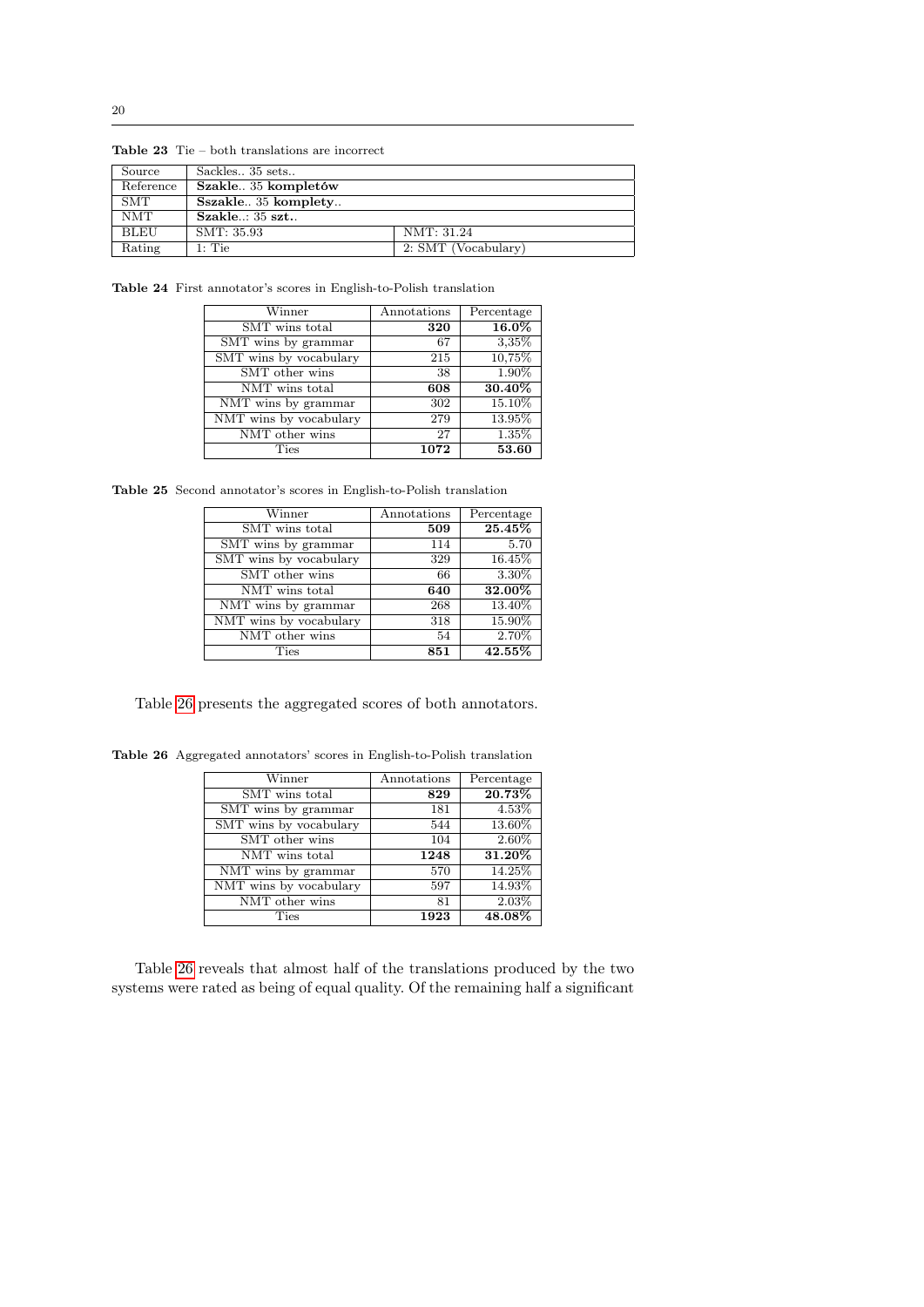**Table 23** Tie – both translations are incorrect

| Source | Sackles.. 35 sets.. | |
|---|---|---|
| Reference | **Szakle.. 35 kompletów** | |
| SMT | **Sszakle.. 35 komplety..** | |
| NMT | **Szakle..: 35 szt..** | |
| BLEU | SMT: 35.93 | NMT: 31.24 |
| Rating | 1: Tie | 2: SMT (Vocabulary) |

**Table 24** First annotator's scores in English-to-Polish translation

| Winner | Annotations | Percentage |
|---|---|---|
| SMT wins total | **320** | **16.0%** |
| SMT wins by grammar | 67 | 3,35% |
| SMT wins by vocabulary | 215 | 10,75% |
| SMT other wins | 38 | 1.90% |
| NMT wins total | **608** | **30.40%** |
| NMT wins by grammar | 302 | 15.10% |
| NMT wins by vocabulary | 279 | 13.95% |
| NMT other wins | 27 | 1.35% |
| Ties | **1072** | **53.60** |

**Table 25** Second annotator's scores in English-to-Polish translation

| Winner | Annotations | Percentage |
|---|---|---|
| SMT wins total | **509** | **25.45%** |
| SMT wins by grammar | 114 | 5.70 |
| SMT wins by vocabulary | 329 | 16.45% |
| SMT other wins | 66 | 3.30% |
| NMT wins total | **640** | **32.00%** |
| NMT wins by grammar | 268 | 13.40% |
| NMT wins by vocabulary | 318 | 15.90% |
| NMT other wins | 54 | 2.70% |
| Ties | **851** | **42.55%** |

Table 26 presents the aggregated scores of both annotators.

**Table 26** Aggregated annotators' scores in English-to-Polish translation

| Winner | Annotations | Percentage |
|---|---|---|
| SMT wins total | **829** | **20.73%** |
| SMT wins by grammar | 181 | 4.53% |
| SMT wins by vocabulary | 544 | 13.60% |
| SMT other wins | 104 | 2.60% |
| NMT wins total | **1248** | **31.20%** |
| NMT wins by grammar | 570 | 14.25% |
| NMT wins by vocabulary | 597 | 14.93% |
| NMT other wins | 81 | 2.03% |
| Ties | **1923** | **48.08%** |

Table 26 reveals that almost half of the translations produced by the two systems were rated as being of equal quality. Of the remaining half a significant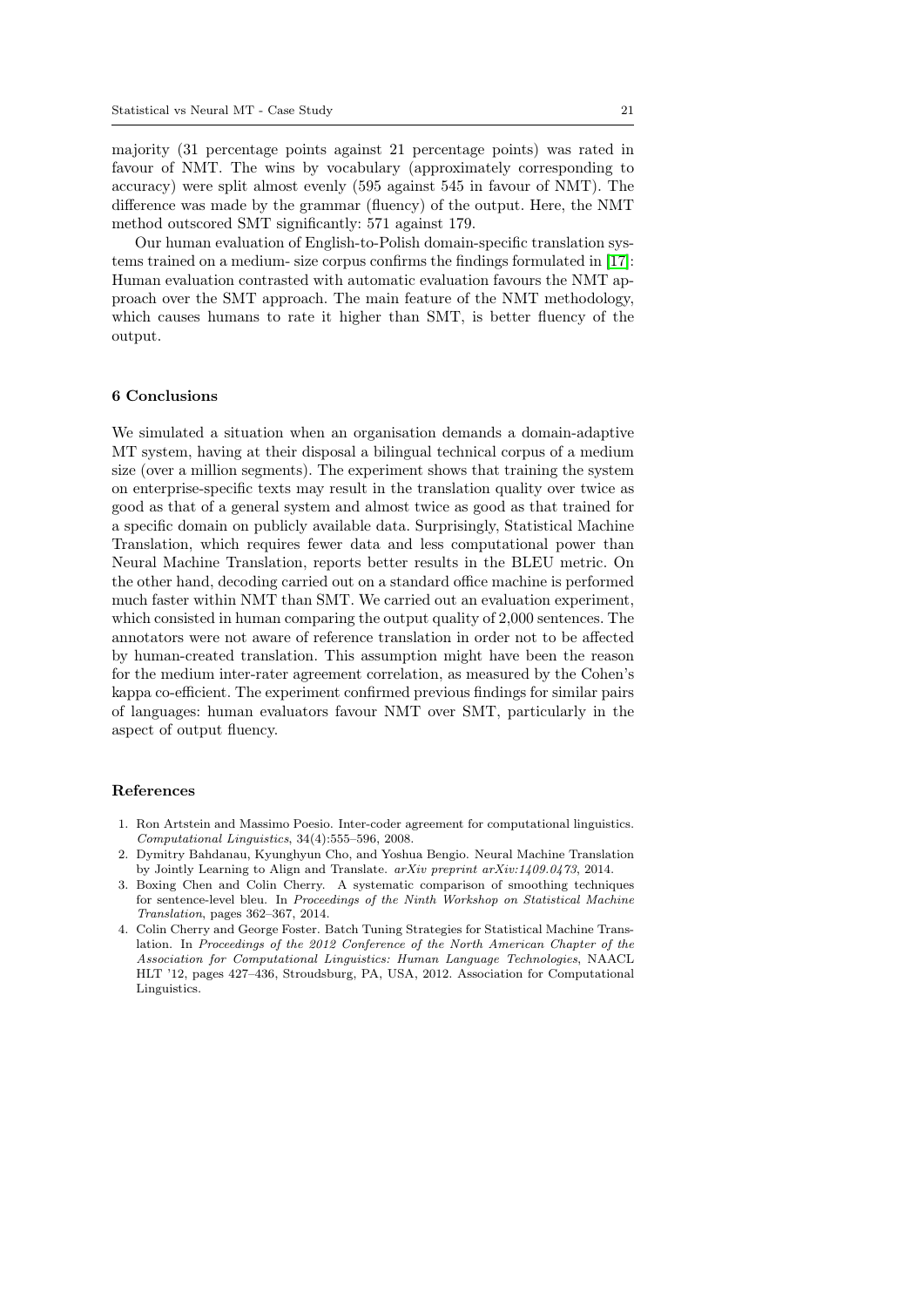majority (31 percentage points against 21 percentage points) was rated in favour of NMT. The wins by vocabulary (approximately corresponding to accuracy) were split almost evenly (595 against 545 in favour of NMT). The difference was made by the grammar (fluency) of the output. Here, the NMT method outscored SMT significantly: 571 against 179.

Our human evaluation of English-to-Polish domain-specific translation systems trained on a medium- size corpus confirms the findings formulated in [17]: Human evaluation contrasted with automatic evaluation favours the NMT approach over the SMT approach. The main feature of the NMT methodology, which causes humans to rate it higher than SMT, is better fluency of the output.

## 6 Conclusions

We simulated a situation when an organisation demands a domain-adaptive MT system, having at their disposal a bilingual technical corpus of a medium size (over a million segments). The experiment shows that training the system on enterprise-specific texts may result in the translation quality over twice as good as that of a general system and almost twice as good as that trained for a specific domain on publicly available data. Surprisingly, Statistical Machine Translation, which requires fewer data and less computational power than Neural Machine Translation, reports better results in the BLEU metric. On the other hand, decoding carried out on a standard office machine is performed much faster within NMT than SMT. We carried out an evaluation experiment, which consisted in human comparing the output quality of 2,000 sentences. The annotators were not aware of reference translation in order not to be affected by human-created translation. This assumption might have been the reason for the medium inter-rater agreement correlation, as measured by the Cohen's kappa co-efficient. The experiment confirmed previous findings for similar pairs of languages: human evaluators favour NMT over SMT, particularly in the aspect of output fluency.

## References

1. Ron Artstein and Massimo Poesio. Inter-coder agreement for computational linguistics. *Computational Linguistics*, 34(4):555–596, 2008.
2. Dymitry Bahdanau, Kyunghyun Cho, and Yoshua Bengio. Neural Machine Translation by Jointly Learning to Align and Translate. *arXiv preprint arXiv:1409.0473*, 2014.
3. Boxing Chen and Colin Cherry. A systematic comparison of smoothing techniques for sentence-level bleu. In *Proceedings of the Ninth Workshop on Statistical Machine Translation*, pages 362–367, 2014.
4. Colin Cherry and George Foster. Batch Tuning Strategies for Statistical Machine Translation. In *Proceedings of the 2012 Conference of the North American Chapter of the Association for Computational Linguistics: Human Language Technologies*, NAACL HLT '12, pages 427–436, Stroudsburg, PA, USA, 2012. Association for Computational Linguistics.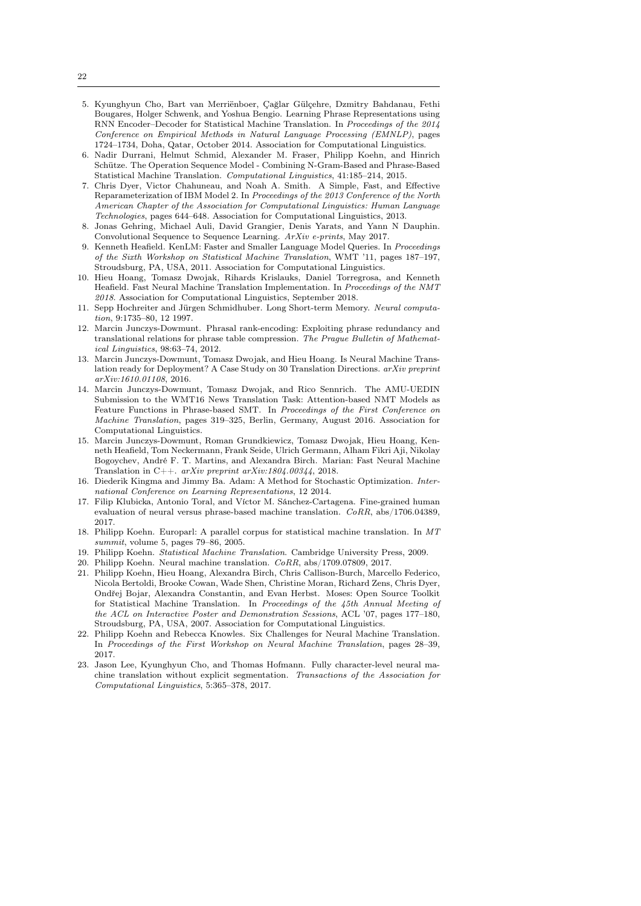5. Kyunghyun Cho, Bart van Merriënboer, Çağlar Gülçehre, Dzmitry Bahdanau, Fethi Bougares, Holger Schwenk, and Yoshua Bengio. Learning Phrase Representations using RNN Encoder–Decoder for Statistical Machine Translation. In *Proceedings of the 2014 Conference on Empirical Methods in Natural Language Processing (EMNLP)*, pages 1724–1734, Doha, Qatar, October 2014. Association for Computational Linguistics.
6. Nadir Durrani, Helmut Schmid, Alexander M. Fraser, Philipp Koehn, and Hinrich Schütze. The Operation Sequence Model - Combining N-Gram-Based and Phrase-Based Statistical Machine Translation. *Computational Linguistics*, 41:185–214, 2015.
7. Chris Dyer, Victor Chahuneau, and Noah A. Smith. A Simple, Fast, and Effective Reparameterization of IBM Model 2. In *Proceedings of the 2013 Conference of the North American Chapter of the Association for Computational Linguistics: Human Language Technologies*, pages 644–648. Association for Computational Linguistics, 2013.
8. Jonas Gehring, Michael Auli, David Grangier, Denis Yarats, and Yann N Dauphin. Convolutional Sequence to Sequence Learning. *ArXiv e-prints*, May 2017.
9. Kenneth Heafield. KenLM: Faster and Smaller Language Model Queries. In *Proceedings of the Sixth Workshop on Statistical Machine Translation*, WMT '11, pages 187–197, Stroudsburg, PA, USA, 2011. Association for Computational Linguistics.
10. Hieu Hoang, Tomasz Dwojak, Rihards Krislauks, Daniel Torregrosa, and Kenneth Heafield. Fast Neural Machine Translation Implementation. In *Proceedings of the NMT 2018*. Association for Computational Linguistics, September 2018.
11. Sepp Hochreiter and Jürgen Schmidhuber. Long Short-term Memory. *Neural computation*, 9:1735–80, 12 1997.
12. Marcin Junczys-Dowmunt. Phrasal rank-encoding: Exploiting phrase redundancy and translational relations for phrase table compression. *The Prague Bulletin of Mathematical Linguistics*, 98:63–74, 2012.
13. Marcin Junczys-Dowmunt, Tomasz Dwojak, and Hieu Hoang. Is Neural Machine Translation ready for Deployment? A Case Study on 30 Translation Directions. *arXiv preprint arXiv:1610.01108*, 2016.
14. Marcin Junczys-Dowmunt, Tomasz Dwojak, and Rico Sennrich. The AMU-UEDIN Submission to the WMT16 News Translation Task: Attention-based NMT Models as Feature Functions in Phrase-based SMT. In *Proceedings of the First Conference on Machine Translation*, pages 319–325, Berlin, Germany, August 2016. Association for Computational Linguistics.
15. Marcin Junczys-Dowmunt, Roman Grundkiewicz, Tomasz Dwojak, Hieu Hoang, Kenneth Heafield, Tom Neckermann, Frank Seide, Ulrich Germann, Alham Fikri Aji, Nikolay Bogoychev, André F. T. Martins, and Alexandra Birch. Marian: Fast Neural Machine Translation in C++. *arXiv preprint arXiv:1804.00344*, 2018.
16. Diederik Kingma and Jimmy Ba. Adam: A Method for Stochastic Optimization. *International Conference on Learning Representations*, 12 2014.
17. Filip Klubicka, Antonio Toral, and Víctor M. Sánchez-Cartagena. Fine-grained human evaluation of neural versus phrase-based machine translation. *CoRR*, abs/1706.04389, 2017.
18. Philipp Koehn. Europarl: A parallel corpus for statistical machine translation. In *MT summit*, volume 5, pages 79–86, 2005.
19. Philipp Koehn. *Statistical Machine Translation*. Cambridge University Press, 2009.
20. Philipp Koehn. Neural machine translation. *CoRR*, abs/1709.07809, 2017.
21. Philipp Koehn, Hieu Hoang, Alexandra Birch, Chris Callison-Burch, Marcello Federico, Nicola Bertoldi, Brooke Cowan, Wade Shen, Christine Moran, Richard Zens, Chris Dyer, Ondřej Bojar, Alexandra Constantin, and Evan Herbst. Moses: Open Source Toolkit for Statistical Machine Translation. In *Proceedings of the 45th Annual Meeting of the ACL on Interactive Poster and Demonstration Sessions*, ACL '07, pages 177–180, Stroudsburg, PA, USA, 2007. Association for Computational Linguistics.
22. Philipp Koehn and Rebecca Knowles. Six Challenges for Neural Machine Translation. In *Proceedings of the First Workshop on Neural Machine Translation*, pages 28–39, 2017.
23. Jason Lee, Kyunghyun Cho, and Thomas Hofmann. Fully character-level neural machine translation without explicit segmentation. *Transactions of the Association for Computational Linguistics*, 5:365–378, 2017.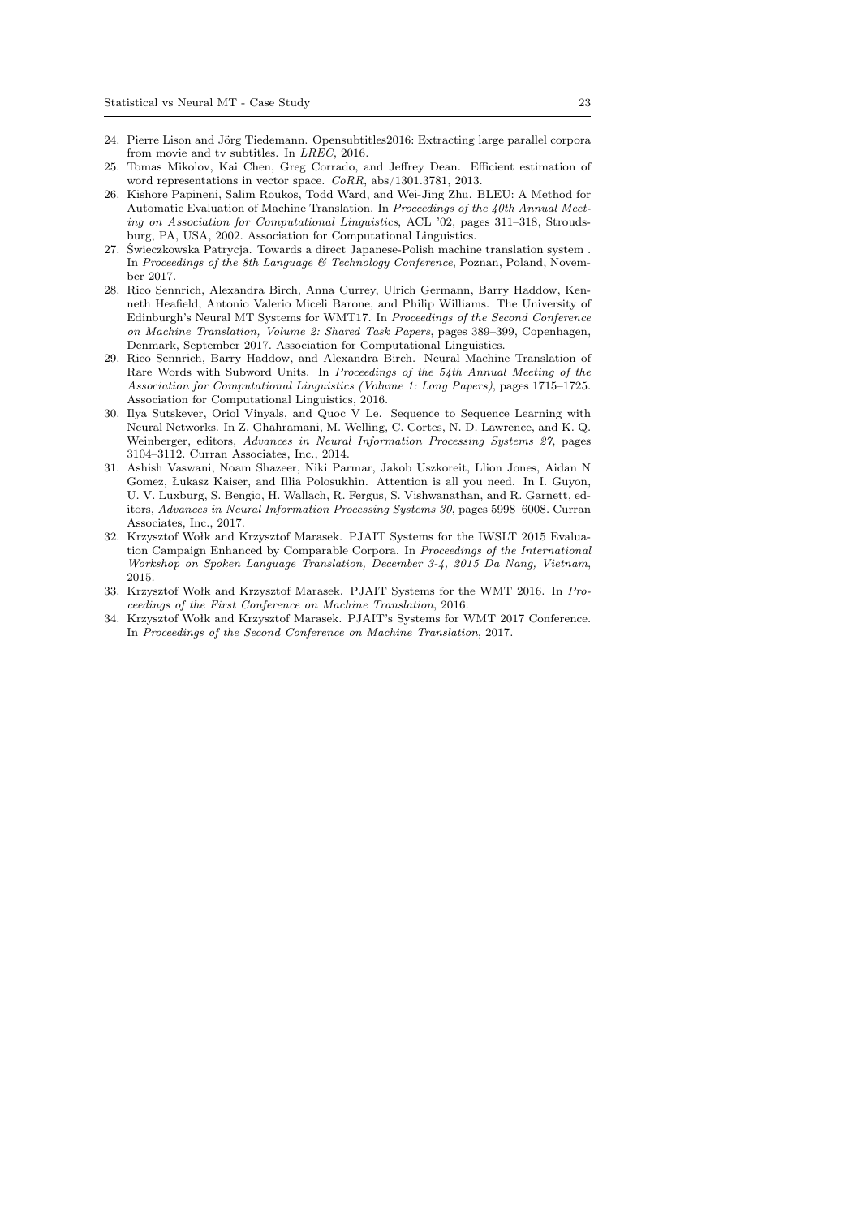24. Pierre Lison and Jörg Tiedemann. Opensubtitles2016: Extracting large parallel corpora from movie and tv subtitles. In *LREC*, 2016.
25. Tomas Mikolov, Kai Chen, Greg Corrado, and Jeffrey Dean. Efficient estimation of word representations in vector space. *CoRR*, abs/1301.3781, 2013.
26. Kishore Papineni, Salim Roukos, Todd Ward, and Wei-Jing Zhu. BLEU: A Method for Automatic Evaluation of Machine Translation. In *Proceedings of the 40th Annual Meeting on Association for Computational Linguistics*, ACL '02, pages 311–318, Stroudsburg, PA, USA, 2002. Association for Computational Linguistics.
27. Świeczkowska Patrycja. Towards a direct Japanese-Polish machine translation system . In *Proceedings of the 8th Language & Technology Conference*, Poznan, Poland, November 2017.
28. Rico Sennrich, Alexandra Birch, Anna Currey, Ulrich Germann, Barry Haddow, Kenneth Heafield, Antonio Valerio Miceli Barone, and Philip Williams. The University of Edinburgh's Neural MT Systems for WMT17. In *Proceedings of the Second Conference on Machine Translation, Volume 2: Shared Task Papers*, pages 389–399, Copenhagen, Denmark, September 2017. Association for Computational Linguistics.
29. Rico Sennrich, Barry Haddow, and Alexandra Birch. Neural Machine Translation of Rare Words with Subword Units. In *Proceedings of the 54th Annual Meeting of the Association for Computational Linguistics (Volume 1: Long Papers)*, pages 1715–1725. Association for Computational Linguistics, 2016.
30. Ilya Sutskever, Oriol Vinyals, and Quoc V Le. Sequence to Sequence Learning with Neural Networks. In Z. Ghahramani, M. Welling, C. Cortes, N. D. Lawrence, and K. Q. Weinberger, editors, *Advances in Neural Information Processing Systems 27*, pages 3104–3112. Curran Associates, Inc., 2014.
31. Ashish Vaswani, Noam Shazeer, Niki Parmar, Jakob Uszkoreit, Llion Jones, Aidan N Gomez, Łukasz Kaiser, and Illia Polosukhin. Attention is all you need. In I. Guyon, U. V. Luxburg, S. Bengio, H. Wallach, R. Fergus, S. Vishwanathan, and R. Garnett, editors, *Advances in Neural Information Processing Systems 30*, pages 5998–6008. Curran Associates, Inc., 2017.
32. Krzysztof Wołk and Krzysztof Marasek. PJAIT Systems for the IWSLT 2015 Evaluation Campaign Enhanced by Comparable Corpora. In *Proceedings of the International Workshop on Spoken Language Translation, December 3-4, 2015 Da Nang, Vietnam*, 2015.
33. Krzysztof Wołk and Krzysztof Marasek. PJAIT Systems for the WMT 2016. In *Proceedings of the First Conference on Machine Translation*, 2016.
34. Krzysztof Wołk and Krzysztof Marasek. PJAIT's Systems for WMT 2017 Conference. In *Proceedings of the Second Conference on Machine Translation*, 2017.